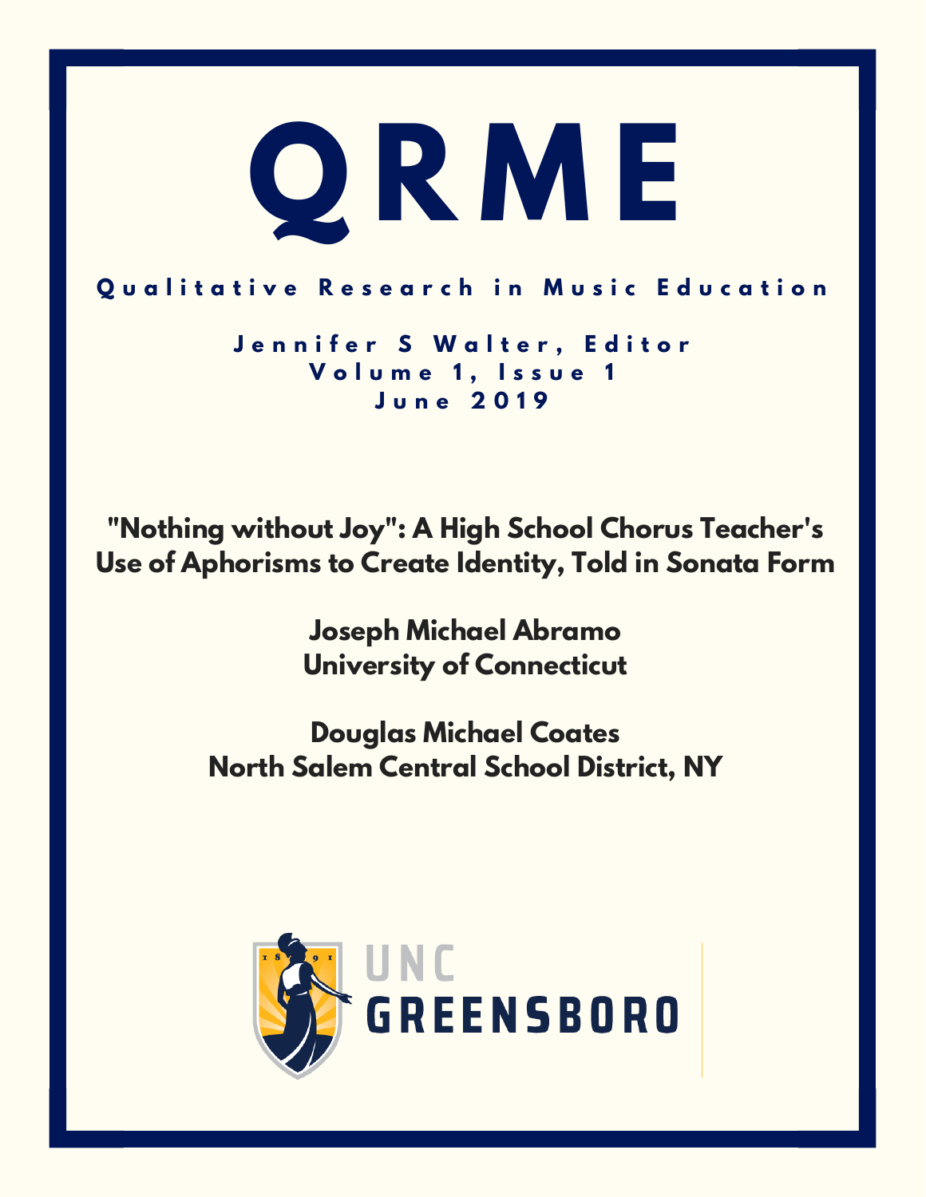# QRME

**Qualitative Research in Music Education**

**Jennifer S Walter, Editor**
**Volume 1, Issue 1**
**June 2019**

## "Nothing without Joy": A High School Chorus Teacher's Use of Aphorisms to Create Identity, Told in Sonata Form

**Joseph Michael Abramo**
**University of Connecticut**

**Douglas Michael Coates**
**North Salem Central School District, NY**

UNC GREENSBORO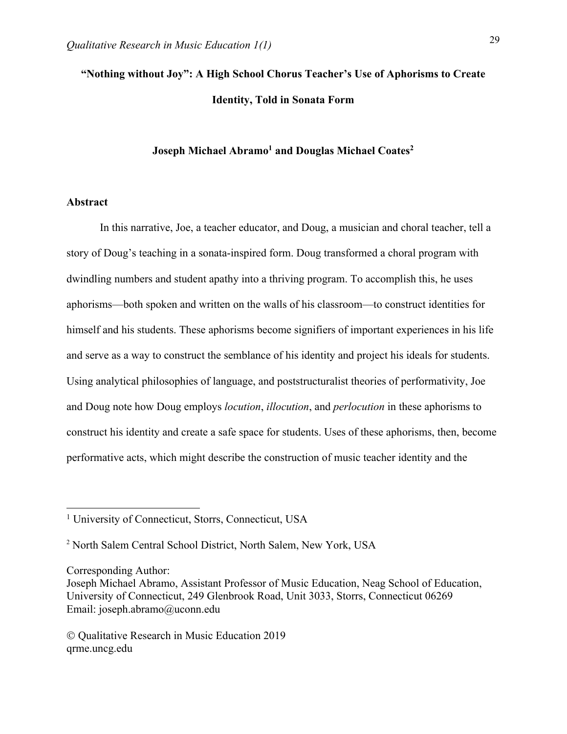# "Nothing without Joy": A High School Chorus Teacher's Use of Aphorisms to Create Identity, Told in Sonata Form

**Joseph Michael Abramo[1] and Douglas Michael Coates[2]**

## Abstract

In this narrative, Joe, a teacher educator, and Doug, a musician and choral teacher, tell a story of Doug's teaching in a sonata-inspired form. Doug transformed a choral program with dwindling numbers and student apathy into a thriving program. To accomplish this, he uses aphorisms—both spoken and written on the walls of his classroom—to construct identities for himself and his students. These aphorisms become signifiers of important experiences in his life and serve as a way to construct the semblance of his identity and project his ideals for students. Using analytical philosophies of language, and poststructuralist theories of performativity, Joe and Doug note how Doug employs *locution*, *illocution*, and *perlocution* in these aphorisms to construct his identity and create a safe space for students. Uses of these aphorisms, then, become performative acts, which might describe the construction of music teacher identity and the

---

[1] University of Connecticut, Storrs, Connecticut, USA

[2] North Salem Central School District, North Salem, New York, USA

Corresponding Author:
Joseph Michael Abramo, Assistant Professor of Music Education, Neag School of Education, University of Connecticut, 249 Glenbrook Road, Unit 3033, Storrs, Connecticut 06269
Email: joseph.abramo@uconn.edu

© Qualitative Research in Music Education 2019
qrme.uncg.edu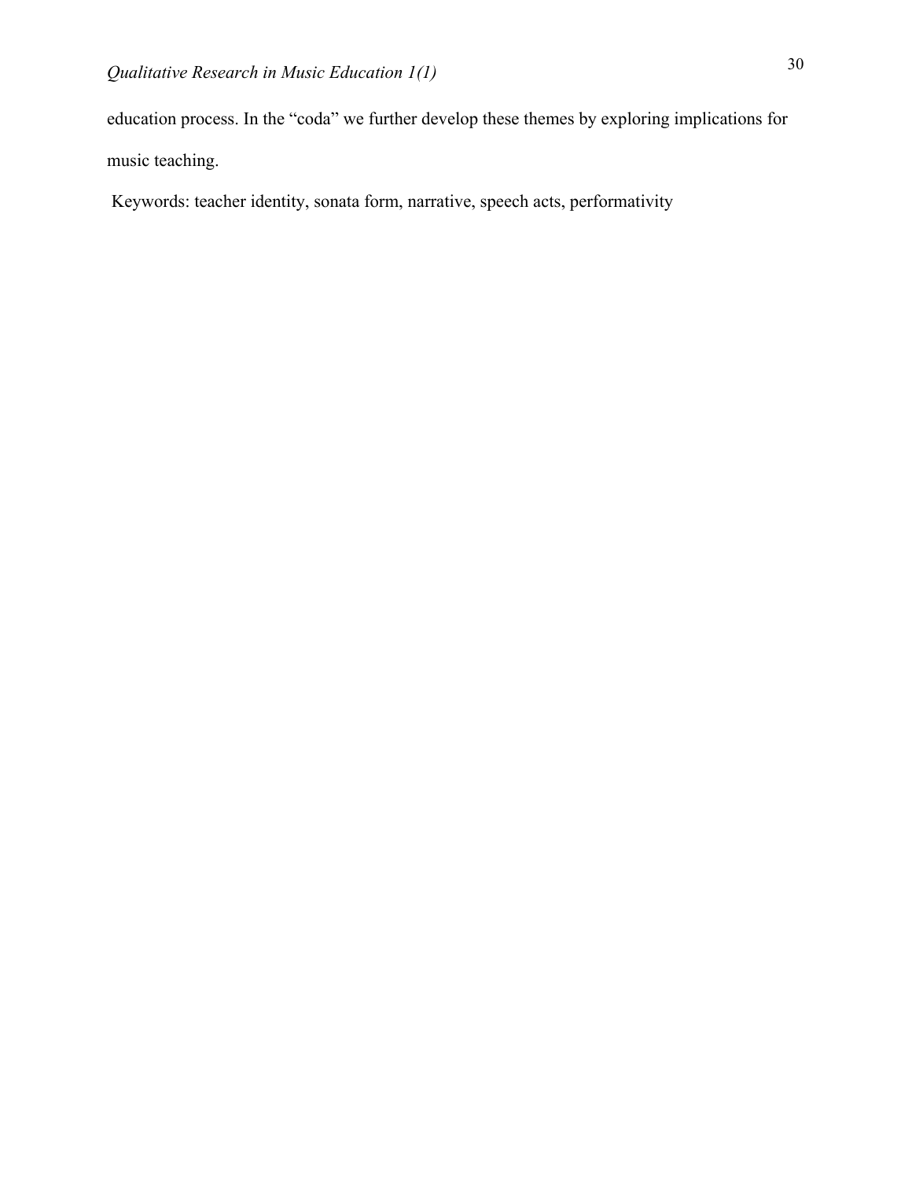education process. In the "coda" we further develop these themes by exploring implications for music teaching.

Keywords: teacher identity, sonata form, narrative, speech acts, performativity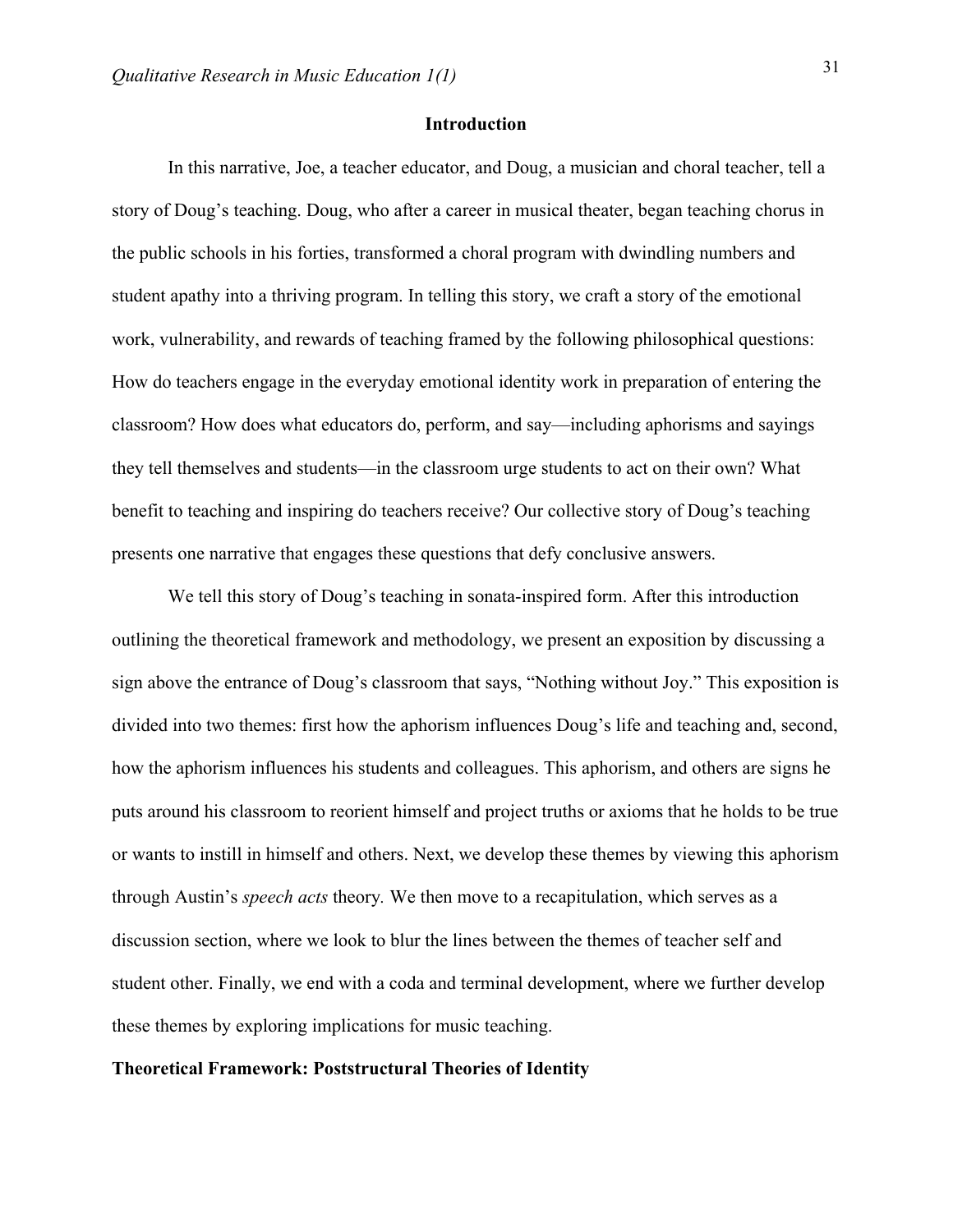## Introduction

In this narrative, Joe, a teacher educator, and Doug, a musician and choral teacher, tell a story of Doug's teaching. Doug, who after a career in musical theater, began teaching chorus in the public schools in his forties, transformed a choral program with dwindling numbers and student apathy into a thriving program. In telling this story, we craft a story of the emotional work, vulnerability, and rewards of teaching framed by the following philosophical questions: How do teachers engage in the everyday emotional identity work in preparation of entering the classroom? How does what educators do, perform, and say—including aphorisms and sayings they tell themselves and students—in the classroom urge students to act on their own? What benefit to teaching and inspiring do teachers receive? Our collective story of Doug's teaching presents one narrative that engages these questions that defy conclusive answers.

We tell this story of Doug's teaching in sonata-inspired form. After this introduction outlining the theoretical framework and methodology, we present an exposition by discussing a sign above the entrance of Doug's classroom that says, "Nothing without Joy." This exposition is divided into two themes: first how the aphorism influences Doug's life and teaching and, second, how the aphorism influences his students and colleagues. This aphorism, and others are signs he puts around his classroom to reorient himself and project truths or axioms that he holds to be true or wants to instill in himself and others. Next, we develop these themes by viewing this aphorism through Austin's *speech acts* theory. We then move to a recapitulation, which serves as a discussion section, where we look to blur the lines between the themes of teacher self and student other. Finally, we end with a coda and terminal development, where we further develop these themes by exploring implications for music teaching.

### Theoretical Framework: Poststructural Theories of Identity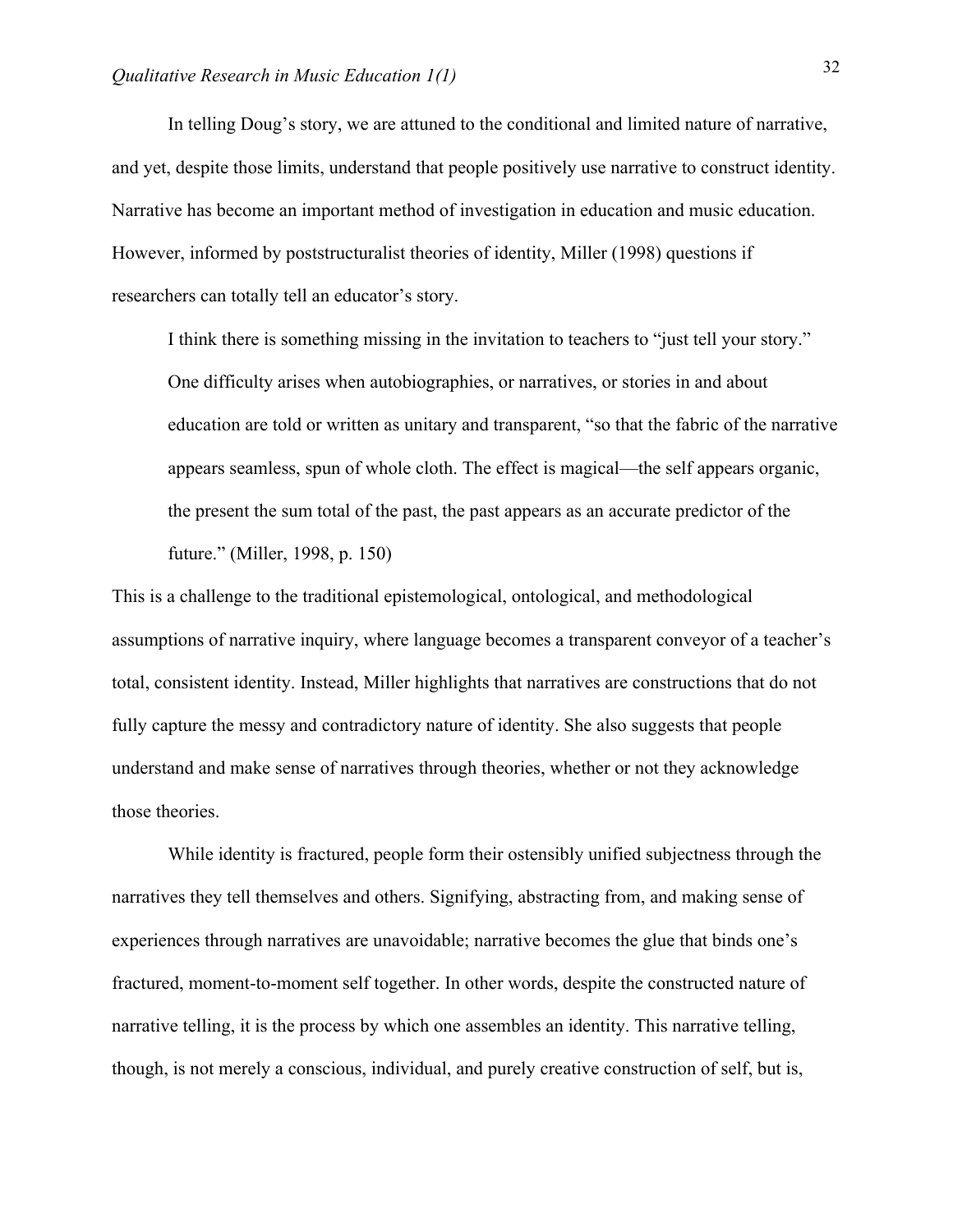In telling Doug's story, we are attuned to the conditional and limited nature of narrative, and yet, despite those limits, understand that people positively use narrative to construct identity. Narrative has become an important method of investigation in education and music education. However, informed by poststructuralist theories of identity, Miller (1998) questions if researchers can totally tell an educator's story.

> I think there is something missing in the invitation to teachers to "just tell your story." One difficulty arises when autobiographies, or narratives, or stories in and about education are told or written as unitary and transparent, "so that the fabric of the narrative appears seamless, spun of whole cloth. The effect is magical—the self appears organic, the present the sum total of the past, the past appears as an accurate predictor of the future." (Miller, 1998, p. 150)

This is a challenge to the traditional epistemological, ontological, and methodological assumptions of narrative inquiry, where language becomes a transparent conveyor of a teacher's total, consistent identity. Instead, Miller highlights that narratives are constructions that do not fully capture the messy and contradictory nature of identity. She also suggests that people understand and make sense of narratives through theories, whether or not they acknowledge those theories.

While identity is fractured, people form their ostensibly unified subjectness through the narratives they tell themselves and others. Signifying, abstracting from, and making sense of experiences through narratives are unavoidable; narrative becomes the glue that binds one's fractured, moment-to-moment self together. In other words, despite the constructed nature of narrative telling, it is the process by which one assembles an identity. This narrative telling, though, is not merely a conscious, individual, and purely creative construction of self, but is,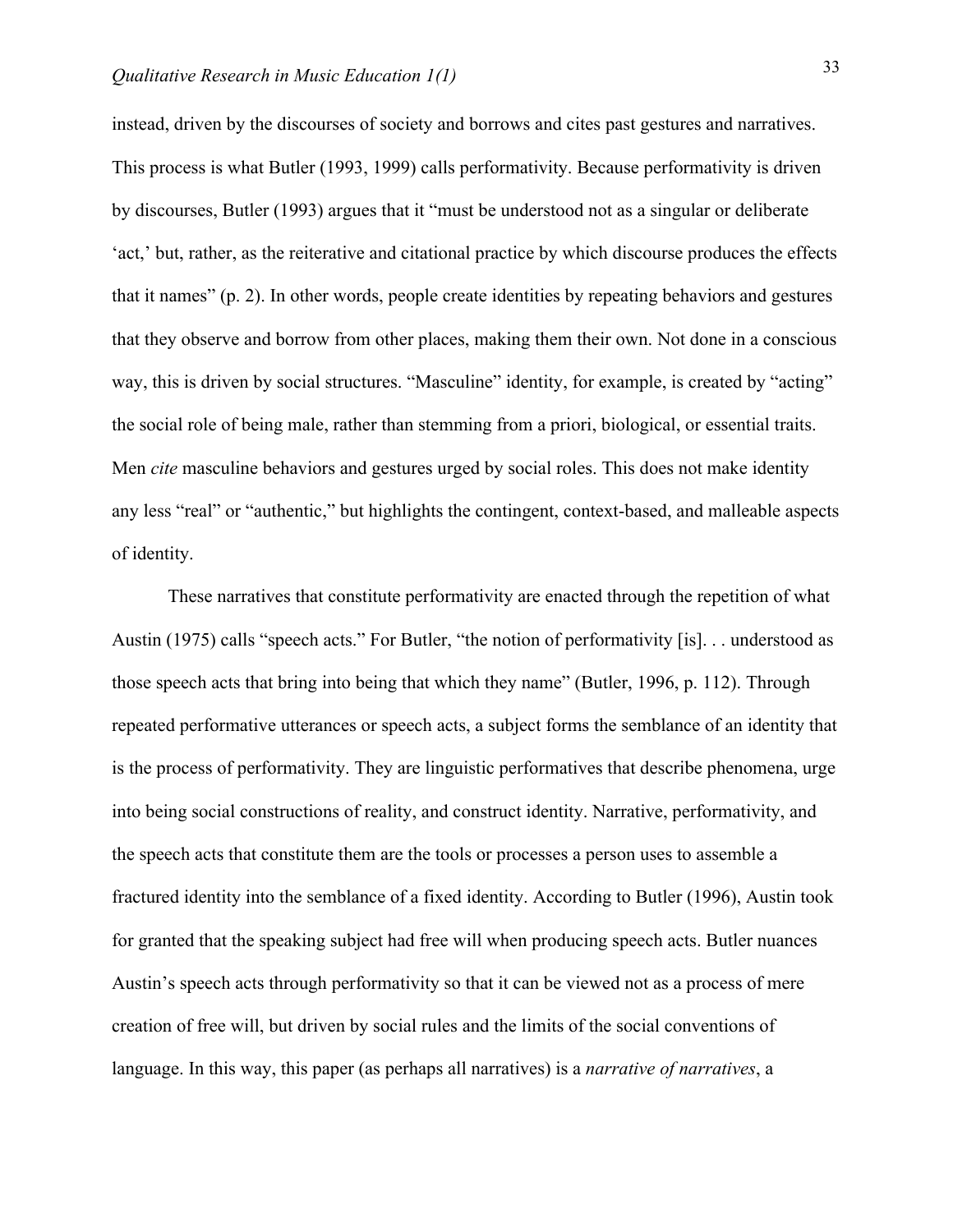instead, driven by the discourses of society and borrows and cites past gestures and narratives. This process is what Butler (1993, 1999) calls performativity. Because performativity is driven by discourses, Butler (1993) argues that it "must be understood not as a singular or deliberate 'act,' but, rather, as the reiterative and citational practice by which discourse produces the effects that it names" (p. 2). In other words, people create identities by repeating behaviors and gestures that they observe and borrow from other places, making them their own. Not done in a conscious way, this is driven by social structures. "Masculine" identity, for example, is created by "acting" the social role of being male, rather than stemming from a priori, biological, or essential traits. Men *cite* masculine behaviors and gestures urged by social roles. This does not make identity any less "real" or "authentic," but highlights the contingent, context-based, and malleable aspects of identity.

These narratives that constitute performativity are enacted through the repetition of what Austin (1975) calls "speech acts." For Butler, "the notion of performativity [is]. . . understood as those speech acts that bring into being that which they name" (Butler, 1996, p. 112). Through repeated performative utterances or speech acts, a subject forms the semblance of an identity that is the process of performativity. They are linguistic performatives that describe phenomena, urge into being social constructions of reality, and construct identity. Narrative, performativity, and the speech acts that constitute them are the tools or processes a person uses to assemble a fractured identity into the semblance of a fixed identity. According to Butler (1996), Austin took for granted that the speaking subject had free will when producing speech acts. Butler nuances Austin's speech acts through performativity so that it can be viewed not as a process of mere creation of free will, but driven by social rules and the limits of the social conventions of language. In this way, this paper (as perhaps all narratives) is a *narrative of narratives*, a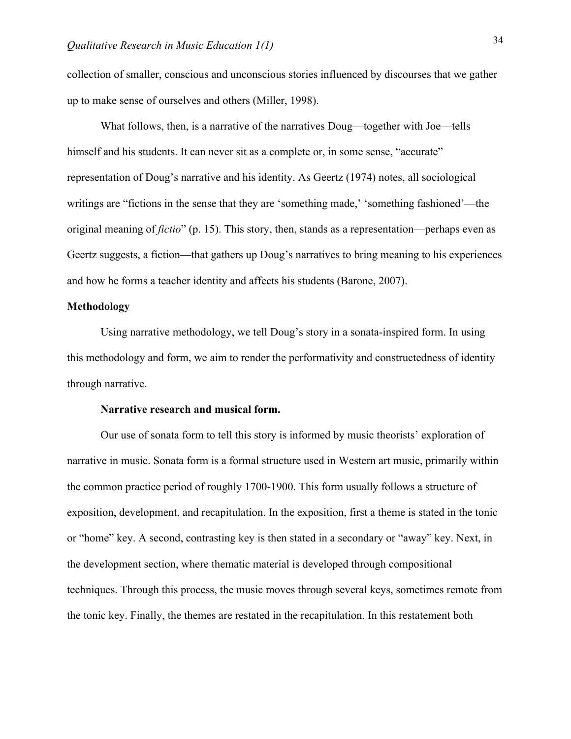collection of smaller, conscious and unconscious stories influenced by discourses that we gather up to make sense of ourselves and others (Miller, 1998).

What follows, then, is a narrative of the narratives Doug—together with Joe—tells himself and his students. It can never sit as a complete or, in some sense, "accurate" representation of Doug's narrative and his identity. As Geertz (1974) notes, all sociological writings are "fictions in the sense that they are 'something made,' 'something fashioned'—the original meaning of *fictio*" (p. 15). This story, then, stands as a representation—perhaps even as Geertz suggests, a fiction—that gathers up Doug's narratives to bring meaning to his experiences and how he forms a teacher identity and affects his students (Barone, 2007).

## Methodology

Using narrative methodology, we tell Doug's story in a sonata-inspired form. In using this methodology and form, we aim to render the performativity and constructedness of identity through narrative.

### Narrative research and musical form.

Our use of sonata form to tell this story is informed by music theorists' exploration of narrative in music. Sonata form is a formal structure used in Western art music, primarily within the common practice period of roughly 1700-1900. This form usually follows a structure of exposition, development, and recapitulation. In the exposition, first a theme is stated in the tonic or "home" key. A second, contrasting key is then stated in a secondary or "away" key. Next, in the development section, where thematic material is developed through compositional techniques. Through this process, the music moves through several keys, sometimes remote from the tonic key. Finally, the themes are restated in the recapitulation. In this restatement both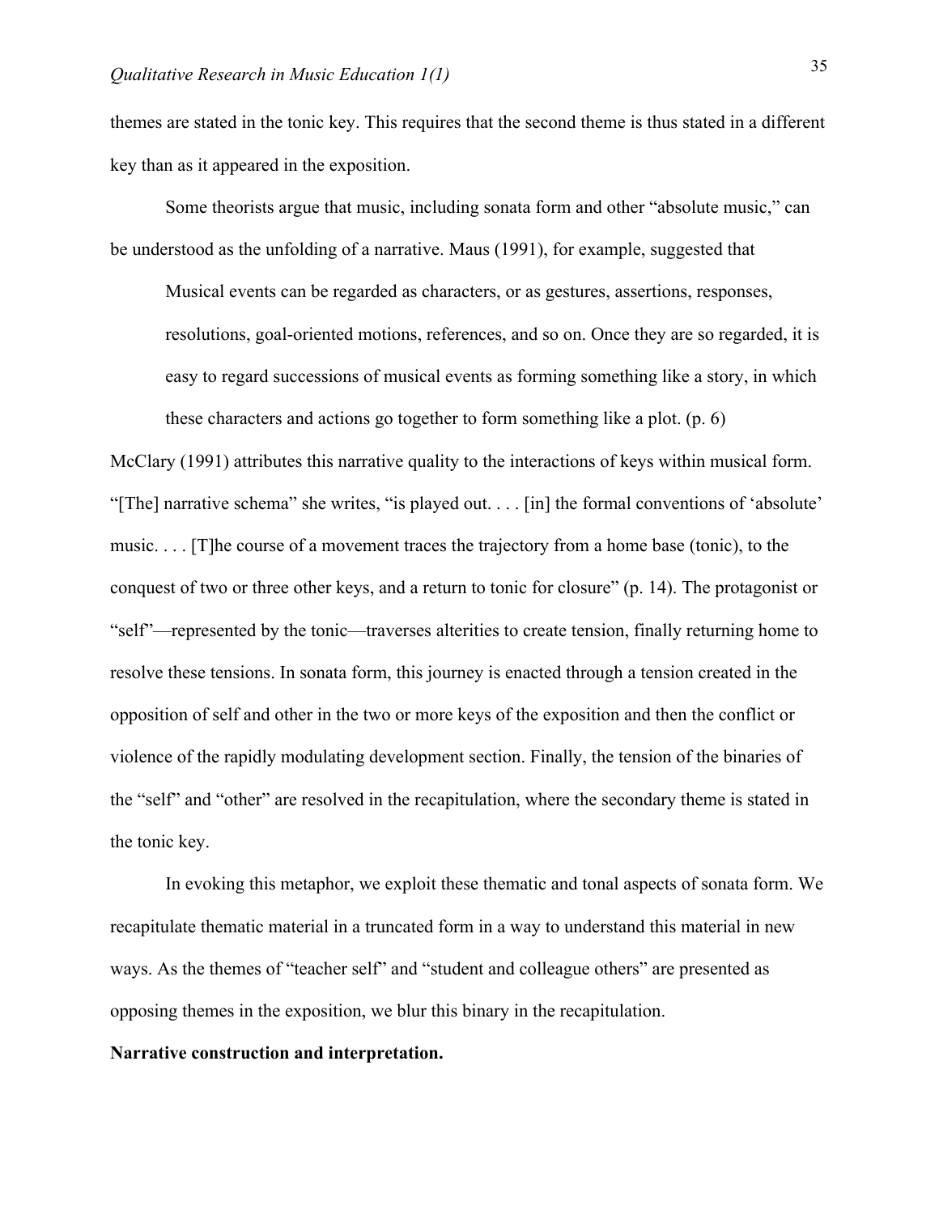themes are stated in the tonic key. This requires that the second theme is thus stated in a different key than as it appeared in the exposition.

Some theorists argue that music, including sonata form and other "absolute music," can be understood as the unfolding of a narrative. Maus (1991), for example, suggested that

> Musical events can be regarded as characters, or as gestures, assertions, responses, resolutions, goal-oriented motions, references, and so on. Once they are so regarded, it is easy to regard successions of musical events as forming something like a story, in which these characters and actions go together to form something like a plot. (p. 6)

McClary (1991) attributes this narrative quality to the interactions of keys within musical form. "[The] narrative schema" she writes, "is played out. . . . [in] the formal conventions of 'absolute' music. . . . [T]he course of a movement traces the trajectory from a home base (tonic), to the conquest of two or three other keys, and a return to tonic for closure" (p. 14). The protagonist or "self"—represented by the tonic—traverses alterities to create tension, finally returning home to resolve these tensions. In sonata form, this journey is enacted through a tension created in the opposition of self and other in the two or more keys of the exposition and then the conflict or violence of the rapidly modulating development section. Finally, the tension of the binaries of the "self" and "other" are resolved in the recapitulation, where the secondary theme is stated in the tonic key.

In evoking this metaphor, we exploit these thematic and tonal aspects of sonata form. We recapitulate thematic material in a truncated form in a way to understand this material in new ways. As the themes of "teacher self" and "student and colleague others" are presented as opposing themes in the exposition, we blur this binary in the recapitulation.

**Narrative construction and interpretation.**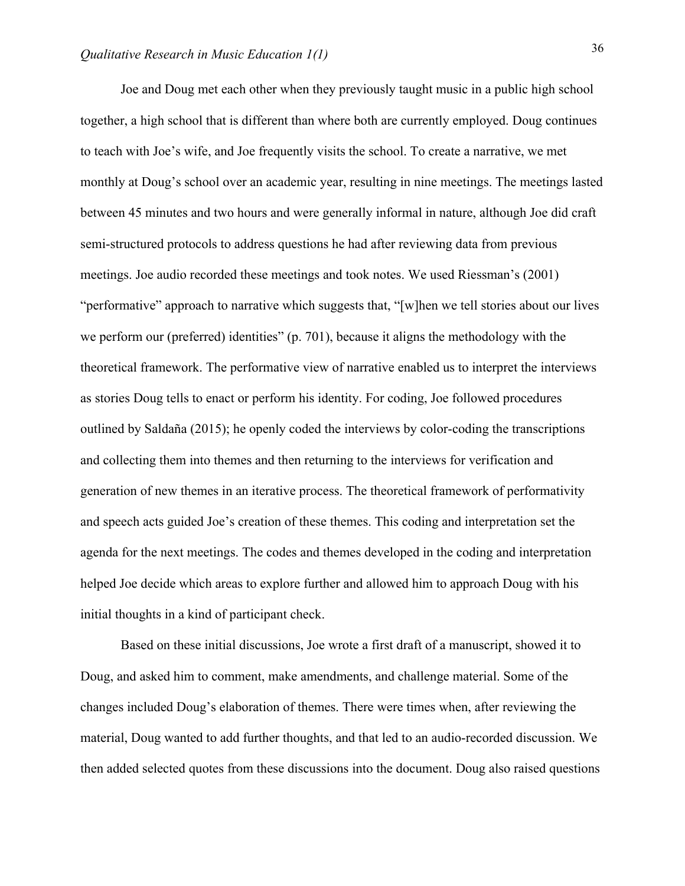Joe and Doug met each other when they previously taught music in a public high school together, a high school that is different than where both are currently employed. Doug continues to teach with Joe's wife, and Joe frequently visits the school. To create a narrative, we met monthly at Doug's school over an academic year, resulting in nine meetings. The meetings lasted between 45 minutes and two hours and were generally informal in nature, although Joe did craft semi-structured protocols to address questions he had after reviewing data from previous meetings. Joe audio recorded these meetings and took notes. We used Riessman's (2001) "performative" approach to narrative which suggests that, "[w]hen we tell stories about our lives we perform our (preferred) identities" (p. 701), because it aligns the methodology with the theoretical framework. The performative view of narrative enabled us to interpret the interviews as stories Doug tells to enact or perform his identity. For coding, Joe followed procedures outlined by Saldaña (2015); he openly coded the interviews by color-coding the transcriptions and collecting them into themes and then returning to the interviews for verification and generation of new themes in an iterative process. The theoretical framework of performativity and speech acts guided Joe's creation of these themes. This coding and interpretation set the agenda for the next meetings. The codes and themes developed in the coding and interpretation helped Joe decide which areas to explore further and allowed him to approach Doug with his initial thoughts in a kind of participant check.

Based on these initial discussions, Joe wrote a first draft of a manuscript, showed it to Doug, and asked him to comment, make amendments, and challenge material. Some of the changes included Doug's elaboration of themes. There were times when, after reviewing the material, Doug wanted to add further thoughts, and that led to an audio-recorded discussion. We then added selected quotes from these discussions into the document. Doug also raised questions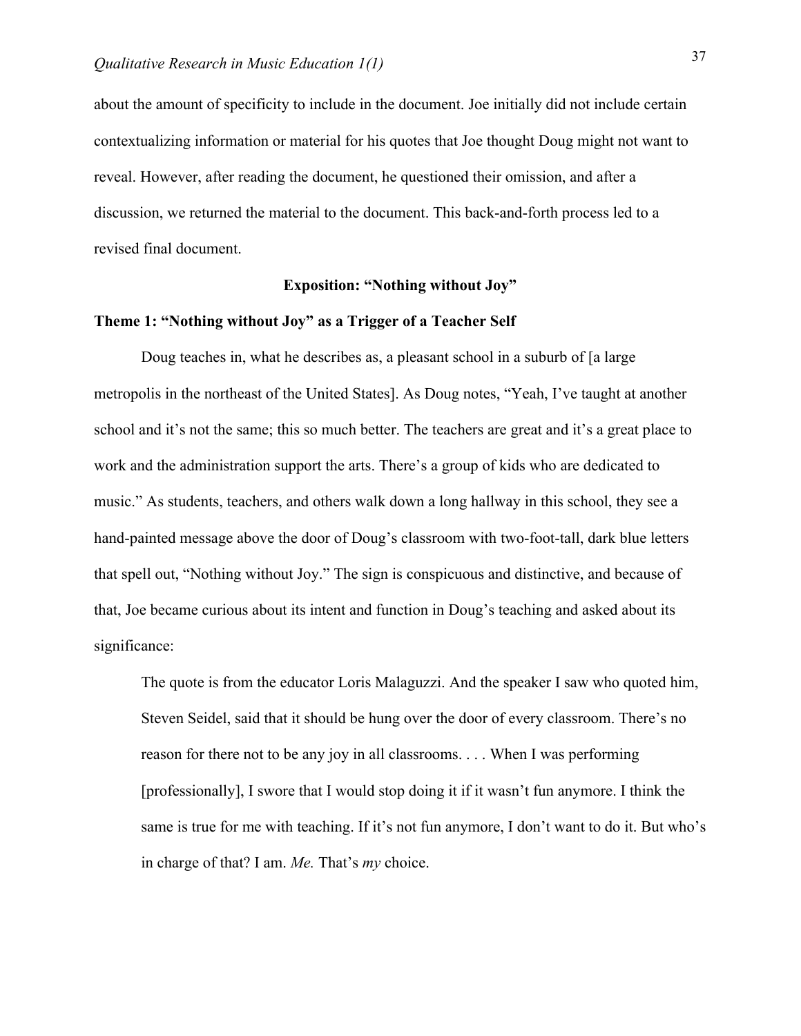about the amount of specificity to include in the document. Joe initially did not include certain contextualizing information or material for his quotes that Joe thought Doug might not want to reveal. However, after reading the document, he questioned their omission, and after a discussion, we returned the material to the document. This back-and-forth process led to a revised final document.

## Exposition: "Nothing without Joy"

### Theme 1: "Nothing without Joy" as a Trigger of a Teacher Self

Doug teaches in, what he describes as, a pleasant school in a suburb of [a large metropolis in the northeast of the United States]. As Doug notes, "Yeah, I've taught at another school and it's not the same; this so much better. The teachers are great and it's a great place to work and the administration support the arts. There's a group of kids who are dedicated to music." As students, teachers, and others walk down a long hallway in this school, they see a hand-painted message above the door of Doug's classroom with two-foot-tall, dark blue letters that spell out, "Nothing without Joy." The sign is conspicuous and distinctive, and because of that, Joe became curious about its intent and function in Doug's teaching and asked about its significance:

> The quote is from the educator Loris Malaguzzi. And the speaker I saw who quoted him, Steven Seidel, said that it should be hung over the door of every classroom. There's no reason for there not to be any joy in all classrooms. . . . When I was performing [professionally], I swore that I would stop doing it if it wasn't fun anymore. I think the same is true for me with teaching. If it's not fun anymore, I don't want to do it. But who's in charge of that? I am. *Me.* That's *my* choice.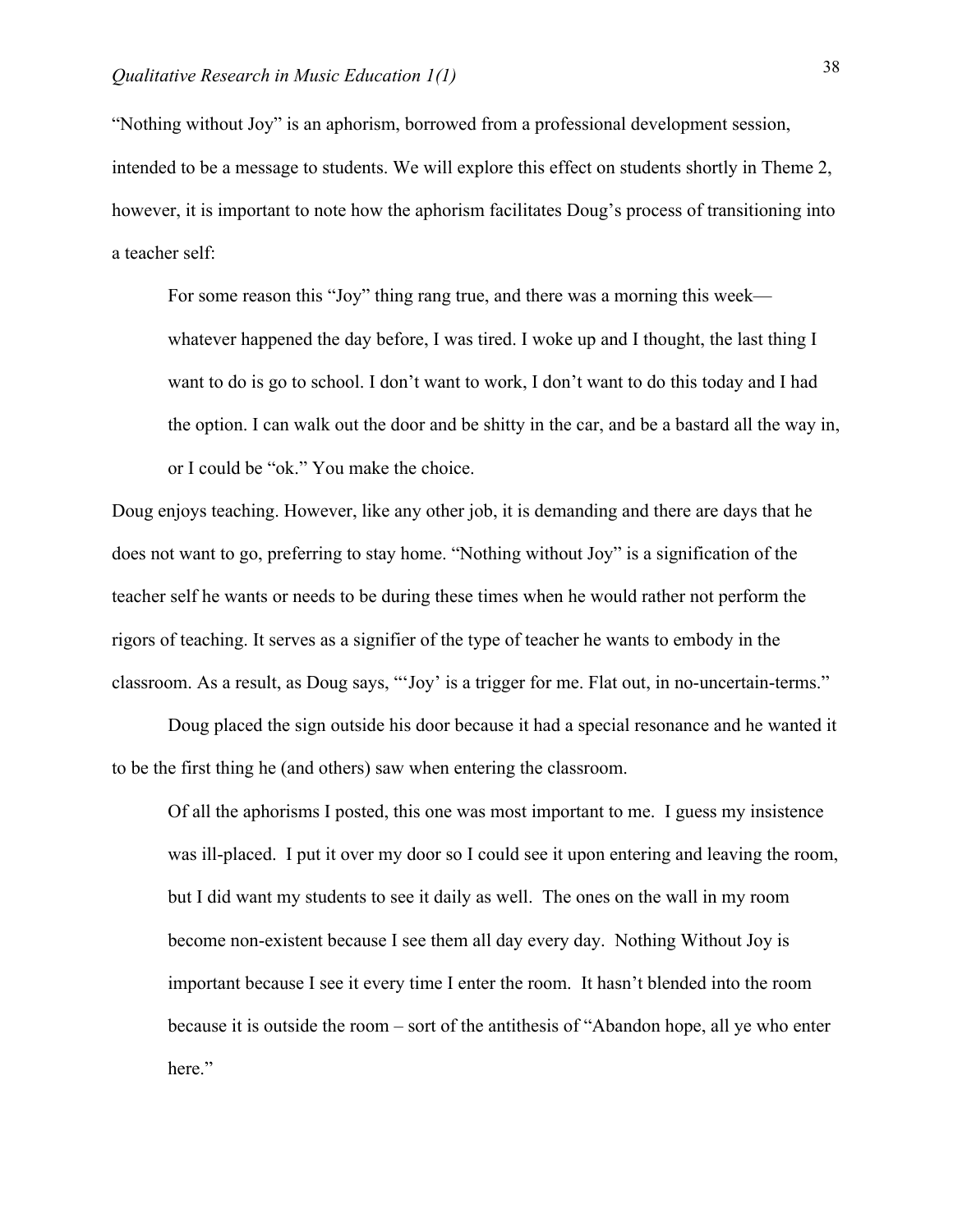"Nothing without Joy" is an aphorism, borrowed from a professional development session, intended to be a message to students. We will explore this effect on students shortly in Theme 2, however, it is important to note how the aphorism facilitates Doug's process of transitioning into a teacher self:

> For some reason this "Joy" thing rang true, and there was a morning this week—whatever happened the day before, I was tired. I woke up and I thought, the last thing I want to do is go to school. I don't want to work, I don't want to do this today and I had the option. I can walk out the door and be shitty in the car, and be a bastard all the way in, or I could be "ok." You make the choice.

Doug enjoys teaching. However, like any other job, it is demanding and there are days that he does not want to go, preferring to stay home. "Nothing without Joy" is a signification of the teacher self he wants or needs to be during these times when he would rather not perform the rigors of teaching. It serves as a signifier of the type of teacher he wants to embody in the classroom. As a result, as Doug says, "'Joy' is a trigger for me. Flat out, in no-uncertain-terms."

Doug placed the sign outside his door because it had a special resonance and he wanted it to be the first thing he (and others) saw when entering the classroom.

> Of all the aphorisms I posted, this one was most important to me. I guess my insistence was ill-placed. I put it over my door so I could see it upon entering and leaving the room, but I did want my students to see it daily as well. The ones on the wall in my room become non-existent because I see them all day every day. Nothing Without Joy is important because I see it every time I enter the room. It hasn't blended into the room because it is outside the room – sort of the antithesis of "Abandon hope, all ye who enter here."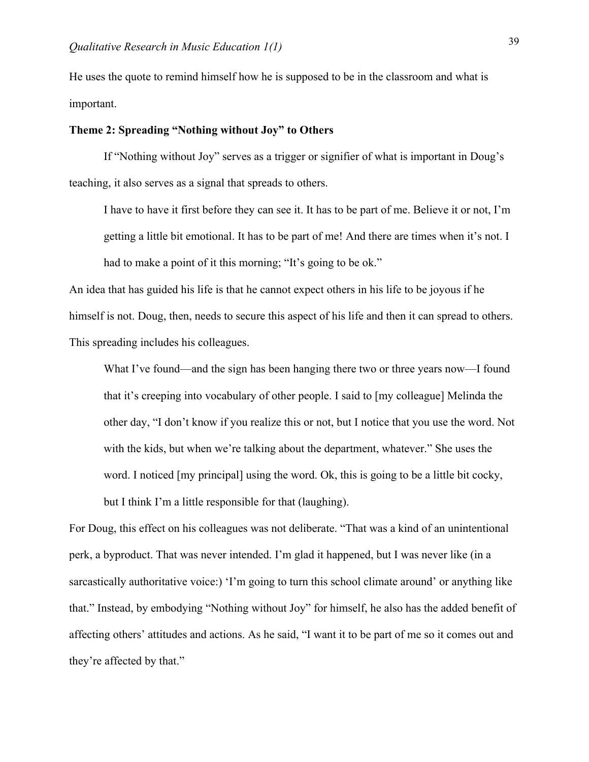He uses the quote to remind himself how he is supposed to be in the classroom and what is important.

**Theme 2: Spreading "Nothing without Joy" to Others**

If "Nothing without Joy" serves as a trigger or signifier of what is important in Doug's teaching, it also serves as a signal that spreads to others.

> I have to have it first before they can see it. It has to be part of me. Believe it or not, I'm getting a little bit emotional. It has to be part of me! And there are times when it's not. I had to make a point of it this morning; "It's going to be ok."

An idea that has guided his life is that he cannot expect others in his life to be joyous if he himself is not. Doug, then, needs to secure this aspect of his life and then it can spread to others. This spreading includes his colleagues.

> What I've found—and the sign has been hanging there two or three years now—I found that it's creeping into vocabulary of other people. I said to [my colleague] Melinda the other day, "I don't know if you realize this or not, but I notice that you use the word. Not with the kids, but when we're talking about the department, whatever." She uses the word. I noticed [my principal] using the word. Ok, this is going to be a little bit cocky, but I think I'm a little responsible for that (laughing).

For Doug, this effect on his colleagues was not deliberate. "That was a kind of an unintentional perk, a byproduct. That was never intended. I'm glad it happened, but I was never like (in a sarcastically authoritative voice:) 'I'm going to turn this school climate around' or anything like that." Instead, by embodying "Nothing without Joy" for himself, he also has the added benefit of affecting others' attitudes and actions. As he said, "I want it to be part of me so it comes out and they're affected by that."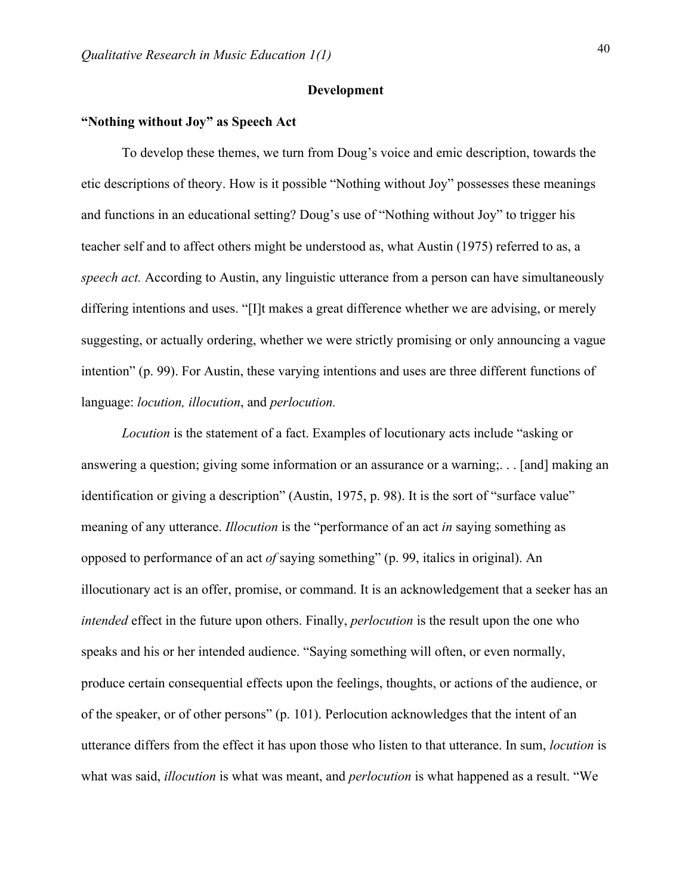## Development

### "Nothing without Joy" as Speech Act

To develop these themes, we turn from Doug's voice and emic description, towards the etic descriptions of theory. How is it possible "Nothing without Joy" possesses these meanings and functions in an educational setting? Doug's use of "Nothing without Joy" to trigger his teacher self and to affect others might be understood as, what Austin (1975) referred to as, a *speech act.* According to Austin, any linguistic utterance from a person can have simultaneously differing intentions and uses. "[I]t makes a great difference whether we are advising, or merely suggesting, or actually ordering, whether we were strictly promising or only announcing a vague intention" (p. 99). For Austin, these varying intentions and uses are three different functions of language: *locution, illocution*, and *perlocution.*

*Locution* is the statement of a fact. Examples of locutionary acts include "asking or answering a question; giving some information or an assurance or a warning;. . . [and] making an identification or giving a description" (Austin, 1975, p. 98). It is the sort of "surface value" meaning of any utterance. *Illocution* is the "performance of an act *in* saying something as opposed to performance of an act *of* saying something" (p. 99, italics in original). An illocutionary act is an offer, promise, or command. It is an acknowledgement that a seeker has an *intended* effect in the future upon others. Finally, *perlocution* is the result upon the one who speaks and his or her intended audience. "Saying something will often, or even normally, produce certain consequential effects upon the feelings, thoughts, or actions of the audience, or of the speaker, or of other persons" (p. 101). Perlocution acknowledges that the intent of an utterance differs from the effect it has upon those who listen to that utterance. In sum, *locution* is what was said, *illocution* is what was meant, and *perlocution* is what happened as a result. "We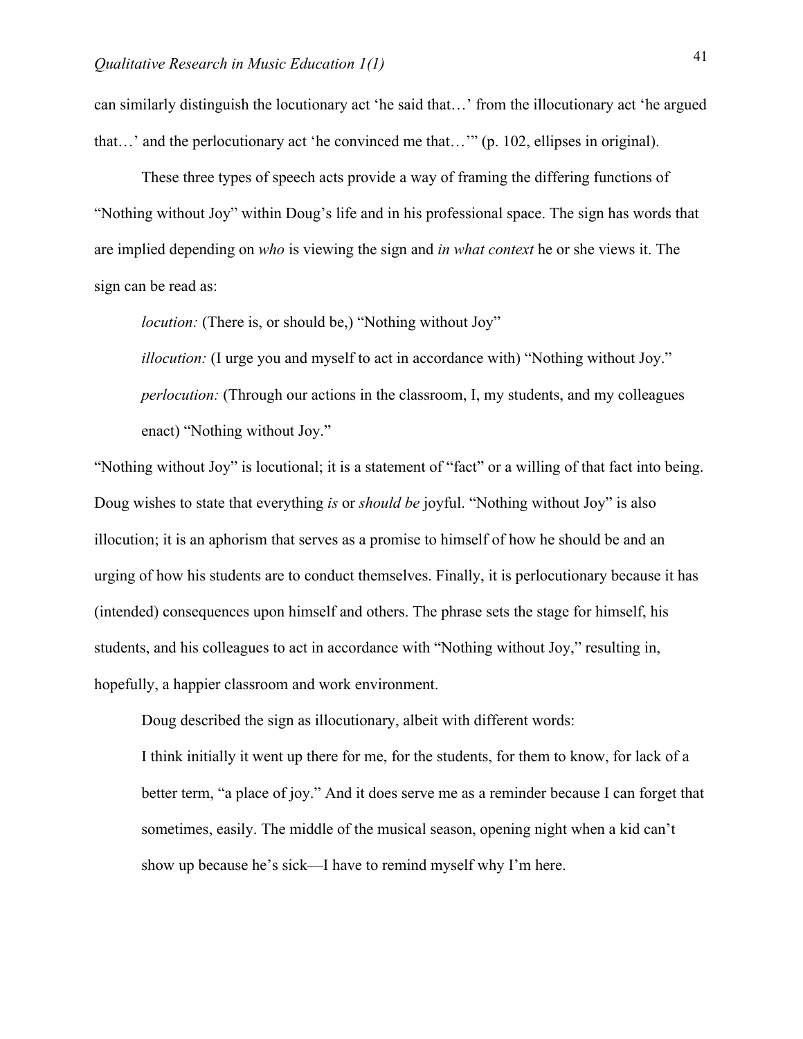can similarly distinguish the locutionary act 'he said that…' from the illocutionary act 'he argued that…' and the perlocutionary act 'he convinced me that…'" (p. 102, ellipses in original).

These three types of speech acts provide a way of framing the differing functions of "Nothing without Joy" within Doug's life and in his professional space. The sign has words that are implied depending on *who* is viewing the sign and *in what context* he or she views it. The sign can be read as:

> *locution:* (There is, or should be,) "Nothing without Joy"
>
> *illocution:* (I urge you and myself to act in accordance with) "Nothing without Joy."
>
> *perlocution:* (Through our actions in the classroom, I, my students, and my colleagues enact) "Nothing without Joy."

"Nothing without Joy" is locutional; it is a statement of "fact" or a willing of that fact into being. Doug wishes to state that everything *is* or *should be* joyful. "Nothing without Joy" is also illocution; it is an aphorism that serves as a promise to himself of how he should be and an urging of how his students are to conduct themselves. Finally, it is perlocutionary because it has (intended) consequences upon himself and others. The phrase sets the stage for himself, his students, and his colleagues to act in accordance with "Nothing without Joy," resulting in, hopefully, a happier classroom and work environment.

Doug described the sign as illocutionary, albeit with different words:

> I think initially it went up there for me, for the students, for them to know, for lack of a better term, "a place of joy." And it does serve me as a reminder because I can forget that sometimes, easily. The middle of the musical season, opening night when a kid can't show up because he's sick—I have to remind myself why I'm here.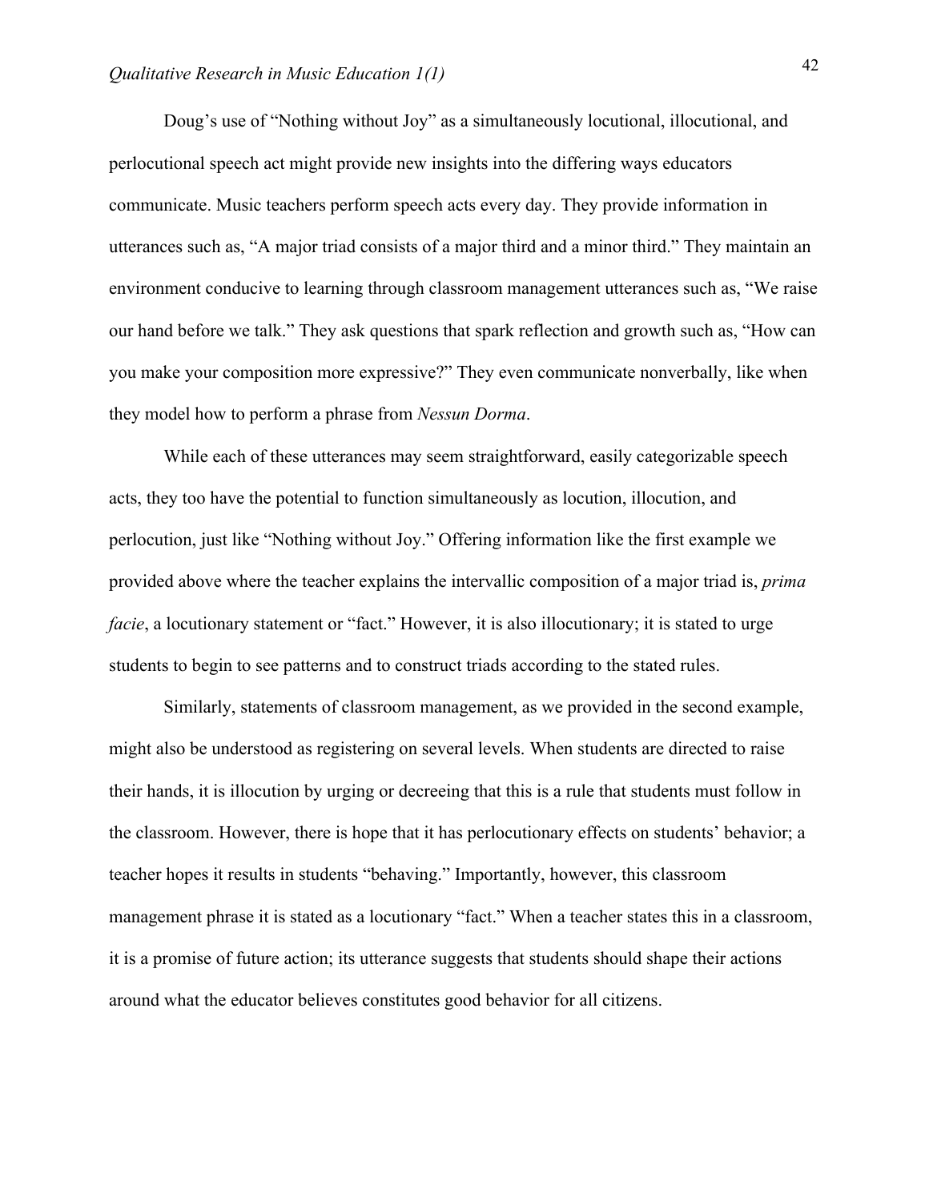Doug's use of "Nothing without Joy" as a simultaneously locutional, illocutional, and perlocutional speech act might provide new insights into the differing ways educators communicate. Music teachers perform speech acts every day. They provide information in utterances such as, "A major triad consists of a major third and a minor third." They maintain an environment conducive to learning through classroom management utterances such as, "We raise our hand before we talk." They ask questions that spark reflection and growth such as, "How can you make your composition more expressive?" They even communicate nonverbally, like when they model how to perform a phrase from *Nessun Dorma*.

While each of these utterances may seem straightforward, easily categorizable speech acts, they too have the potential to function simultaneously as locution, illocution, and perlocution, just like "Nothing without Joy." Offering information like the first example we provided above where the teacher explains the intervallic composition of a major triad is, *prima facie*, a locutionary statement or "fact." However, it is also illocutionary; it is stated to urge students to begin to see patterns and to construct triads according to the stated rules.

Similarly, statements of classroom management, as we provided in the second example, might also be understood as registering on several levels. When students are directed to raise their hands, it is illocution by urging or decreeing that this is a rule that students must follow in the classroom. However, there is hope that it has perlocutionary effects on students' behavior; a teacher hopes it results in students "behaving." Importantly, however, this classroom management phrase it is stated as a locutionary "fact." When a teacher states this in a classroom, it is a promise of future action; its utterance suggests that students should shape their actions around what the educator believes constitutes good behavior for all citizens.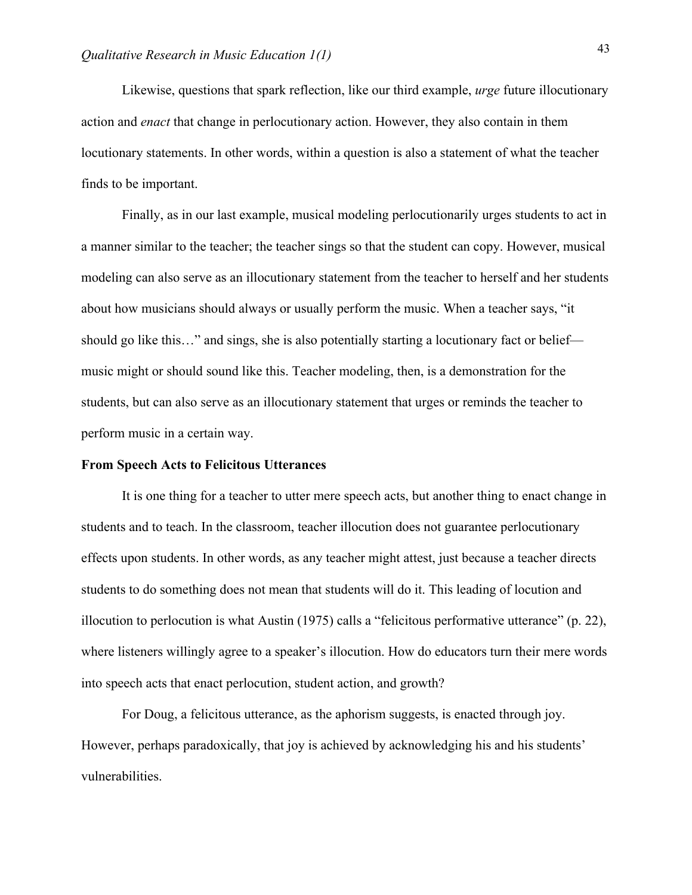Likewise, questions that spark reflection, like our third example, *urge* future illocutionary action and *enact* that change in perlocutionary action. However, they also contain in them locutionary statements. In other words, within a question is also a statement of what the teacher finds to be important.

Finally, as in our last example, musical modeling perlocutionarily urges students to act in a manner similar to the teacher; the teacher sings so that the student can copy. However, musical modeling can also serve as an illocutionary statement from the teacher to herself and her students about how musicians should always or usually perform the music. When a teacher says, "it should go like this…" and sings, she is also potentially starting a locutionary fact or belief—music might or should sound like this. Teacher modeling, then, is a demonstration for the students, but can also serve as an illocutionary statement that urges or reminds the teacher to perform music in a certain way.

**From Speech Acts to Felicitous Utterances**

It is one thing for a teacher to utter mere speech acts, but another thing to enact change in students and to teach. In the classroom, teacher illocution does not guarantee perlocutionary effects upon students. In other words, as any teacher might attest, just because a teacher directs students to do something does not mean that students will do it. This leading of locution and illocution to perlocution is what Austin (1975) calls a "felicitous performative utterance" (p. 22), where listeners willingly agree to a speaker's illocution. How do educators turn their mere words into speech acts that enact perlocution, student action, and growth?

For Doug, a felicitous utterance, as the aphorism suggests, is enacted through joy. However, perhaps paradoxically, that joy is achieved by acknowledging his and his students' vulnerabilities.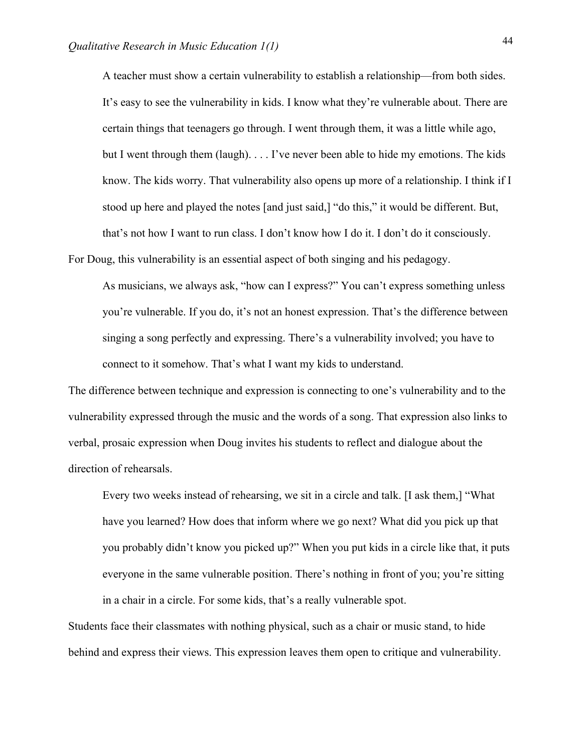> A teacher must show a certain vulnerability to establish a relationship—from both sides. It's easy to see the vulnerability in kids. I know what they're vulnerable about. There are certain things that teenagers go through. I went through them, it was a little while ago, but I went through them (laugh). . . . I've never been able to hide my emotions. The kids know. The kids worry. That vulnerability also opens up more of a relationship. I think if I stood up here and played the notes [and just said,] "do this," it would be different. But, that's not how I want to run class. I don't know how I do it. I don't do it consciously.

For Doug, this vulnerability is an essential aspect of both singing and his pedagogy.

> As musicians, we always ask, "how can I express?" You can't express something unless you're vulnerable. If you do, it's not an honest expression. That's the difference between singing a song perfectly and expressing. There's a vulnerability involved; you have to connect to it somehow. That's what I want my kids to understand.

The difference between technique and expression is connecting to one's vulnerability and to the vulnerability expressed through the music and the words of a song. That expression also links to verbal, prosaic expression when Doug invites his students to reflect and dialogue about the direction of rehearsals.

> Every two weeks instead of rehearsing, we sit in a circle and talk. [I ask them,] "What have you learned? How does that inform where we go next? What did you pick up that you probably didn't know you picked up?" When you put kids in a circle like that, it puts everyone in the same vulnerable position. There's nothing in front of you; you're sitting in a chair in a circle. For some kids, that's a really vulnerable spot.

Students face their classmates with nothing physical, such as a chair or music stand, to hide behind and express their views. This expression leaves them open to critique and vulnerability.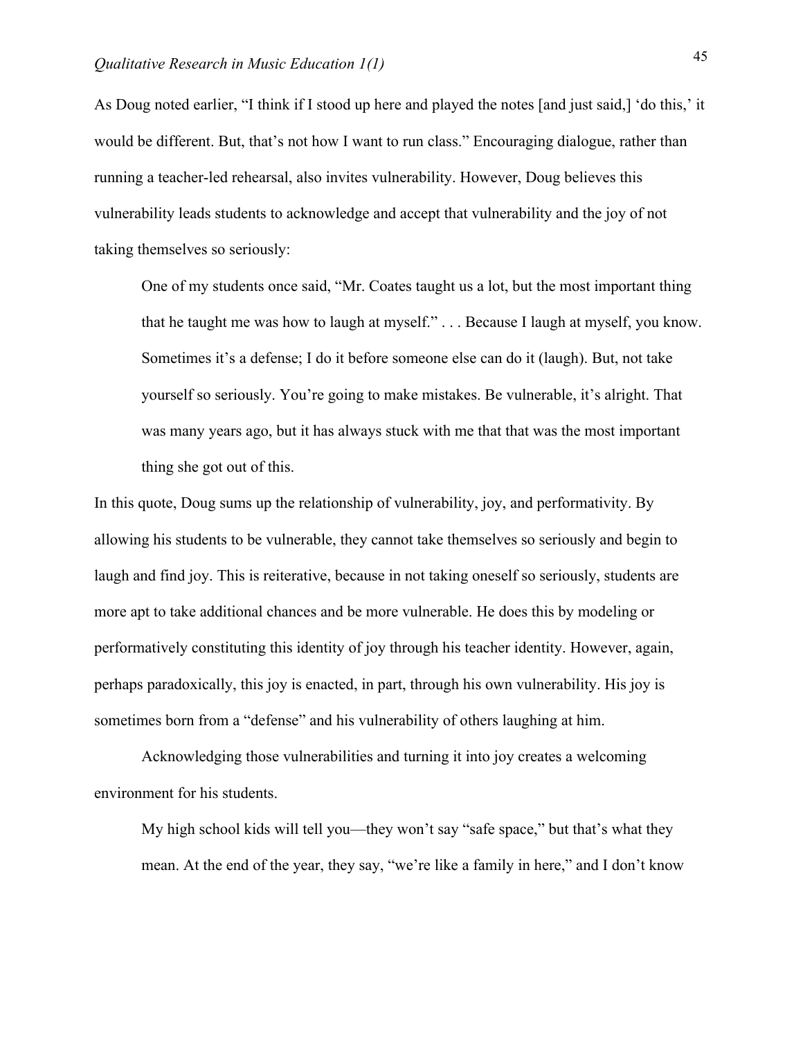As Doug noted earlier, "I think if I stood up here and played the notes [and just said,] 'do this,' it would be different. But, that's not how I want to run class." Encouraging dialogue, rather than running a teacher-led rehearsal, also invites vulnerability. However, Doug believes this vulnerability leads students to acknowledge and accept that vulnerability and the joy of not taking themselves so seriously:

> One of my students once said, "Mr. Coates taught us a lot, but the most important thing that he taught me was how to laugh at myself." . . . Because I laugh at myself, you know. Sometimes it's a defense; I do it before someone else can do it (laugh). But, not take yourself so seriously. You're going to make mistakes. Be vulnerable, it's alright. That was many years ago, but it has always stuck with me that that was the most important thing she got out of this.

In this quote, Doug sums up the relationship of vulnerability, joy, and performativity. By allowing his students to be vulnerable, they cannot take themselves so seriously and begin to laugh and find joy. This is reiterative, because in not taking oneself so seriously, students are more apt to take additional chances and be more vulnerable. He does this by modeling or performatively constituting this identity of joy through his teacher identity. However, again, perhaps paradoxically, this joy is enacted, in part, through his own vulnerability. His joy is sometimes born from a "defense" and his vulnerability of others laughing at him.

Acknowledging those vulnerabilities and turning it into joy creates a welcoming environment for his students.

> My high school kids will tell you—they won't say "safe space," but that's what they mean. At the end of the year, they say, "we're like a family in here," and I don't know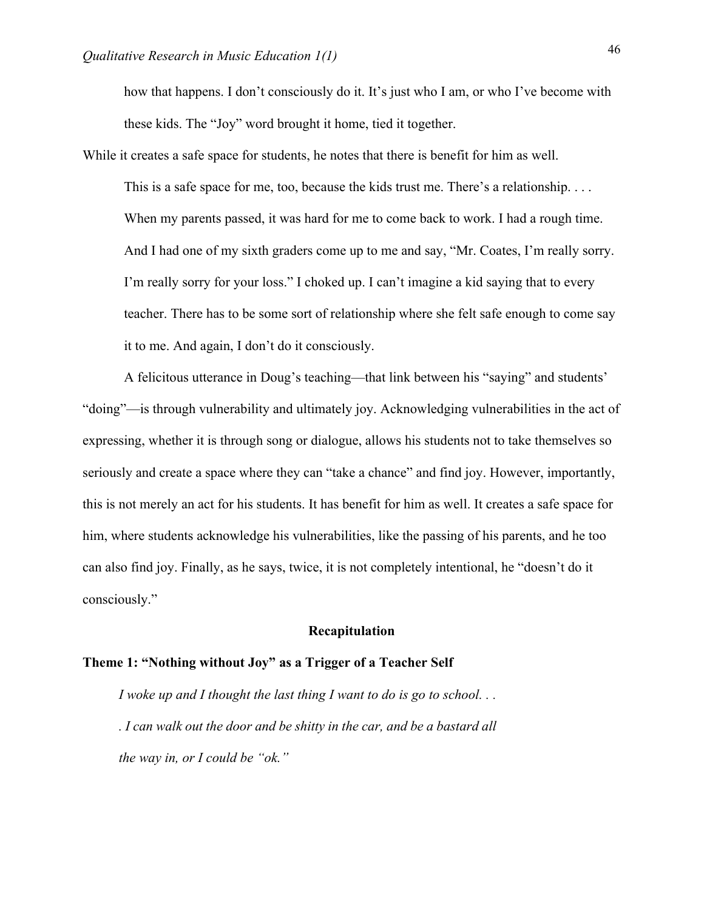> how that happens. I don't consciously do it. It's just who I am, or who I've become with these kids. The "Joy" word brought it home, tied it together.

While it creates a safe space for students, he notes that there is benefit for him as well.

> This is a safe space for me, too, because the kids trust me. There's a relationship. . . . When my parents passed, it was hard for me to come back to work. I had a rough time. And I had one of my sixth graders come up to me and say, "Mr. Coates, I'm really sorry. I'm really sorry for your loss." I choked up. I can't imagine a kid saying that to every teacher. There has to be some sort of relationship where she felt safe enough to come say it to me. And again, I don't do it consciously.

A felicitous utterance in Doug's teaching—that link between his "saying" and students' "doing"—is through vulnerability and ultimately joy. Acknowledging vulnerabilities in the act of expressing, whether it is through song or dialogue, allows his students not to take themselves so seriously and create a space where they can "take a chance" and find joy. However, importantly, this is not merely an act for his students. It has benefit for him as well. It creates a safe space for him, where students acknowledge his vulnerabilities, like the passing of his parents, and he too can also find joy. Finally, as he says, twice, it is not completely intentional, he "doesn't do it consciously."

## Recapitulation

### Theme 1: "Nothing without Joy" as a Trigger of a Teacher Self

> *I woke up and I thought the last thing I want to do is go to school. . . . I can walk out the door and be shitty in the car, and be a bastard all the way in, or I could be "ok."*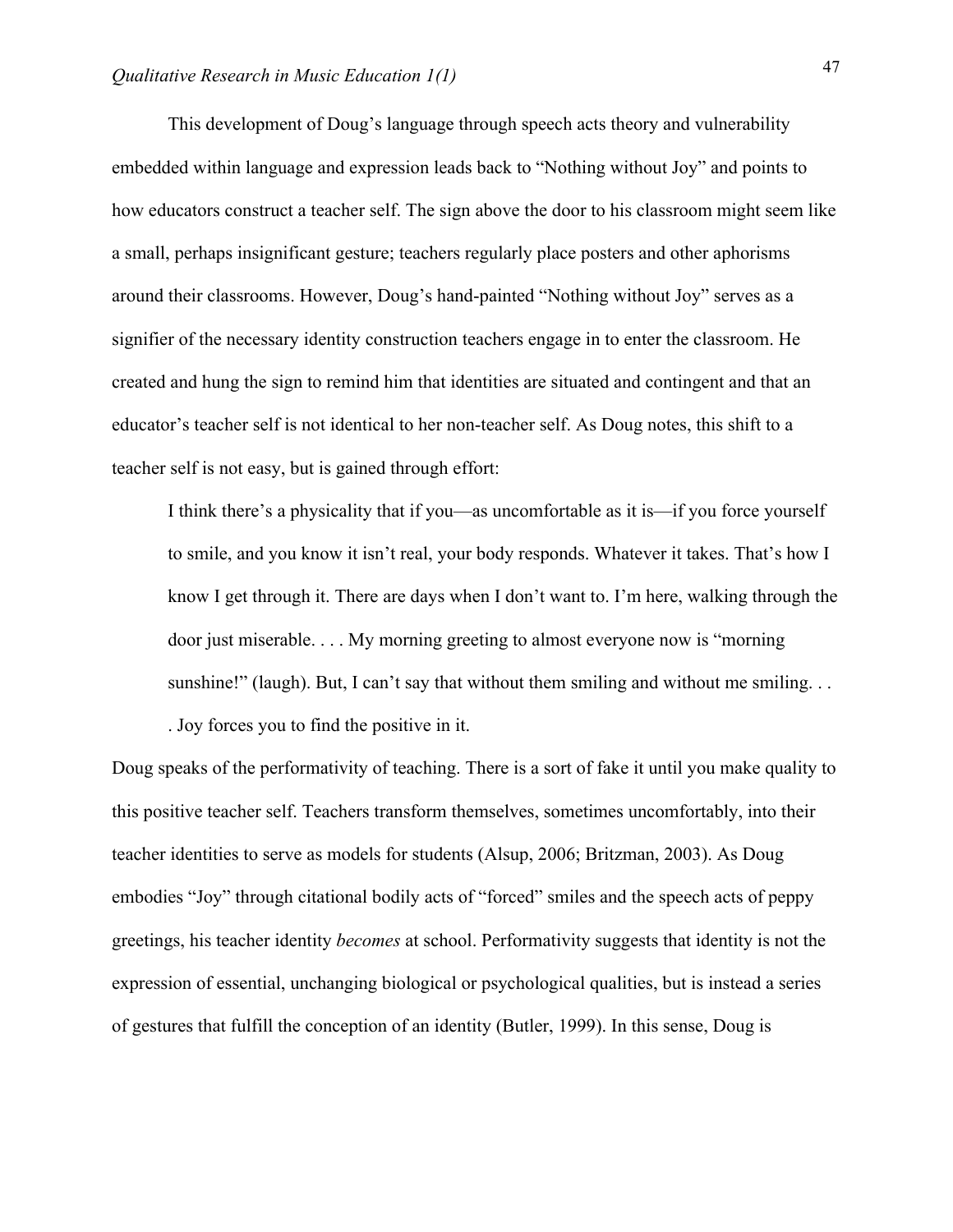This development of Doug's language through speech acts theory and vulnerability embedded within language and expression leads back to "Nothing without Joy" and points to how educators construct a teacher self. The sign above the door to his classroom might seem like a small, perhaps insignificant gesture; teachers regularly place posters and other aphorisms around their classrooms. However, Doug's hand-painted "Nothing without Joy" serves as a signifier of the necessary identity construction teachers engage in to enter the classroom. He created and hung the sign to remind him that identities are situated and contingent and that an educator's teacher self is not identical to her non-teacher self. As Doug notes, this shift to a teacher self is not easy, but is gained through effort:

> I think there's a physicality that if you—as uncomfortable as it is—if you force yourself to smile, and you know it isn't real, your body responds. Whatever it takes. That's how I know I get through it. There are days when I don't want to. I'm here, walking through the door just miserable. . . . My morning greeting to almost everyone now is "morning sunshine!" (laugh). But, I can't say that without them smiling and without me smiling. . . . Joy forces you to find the positive in it.

Doug speaks of the performativity of teaching. There is a sort of fake it until you make quality to this positive teacher self. Teachers transform themselves, sometimes uncomfortably, into their teacher identities to serve as models for students (Alsup, 2006; Britzman, 2003). As Doug embodies "Joy" through citational bodily acts of "forced" smiles and the speech acts of peppy greetings, his teacher identity *becomes* at school. Performativity suggests that identity is not the expression of essential, unchanging biological or psychological qualities, but is instead a series of gestures that fulfill the conception of an identity (Butler, 1999). In this sense, Doug is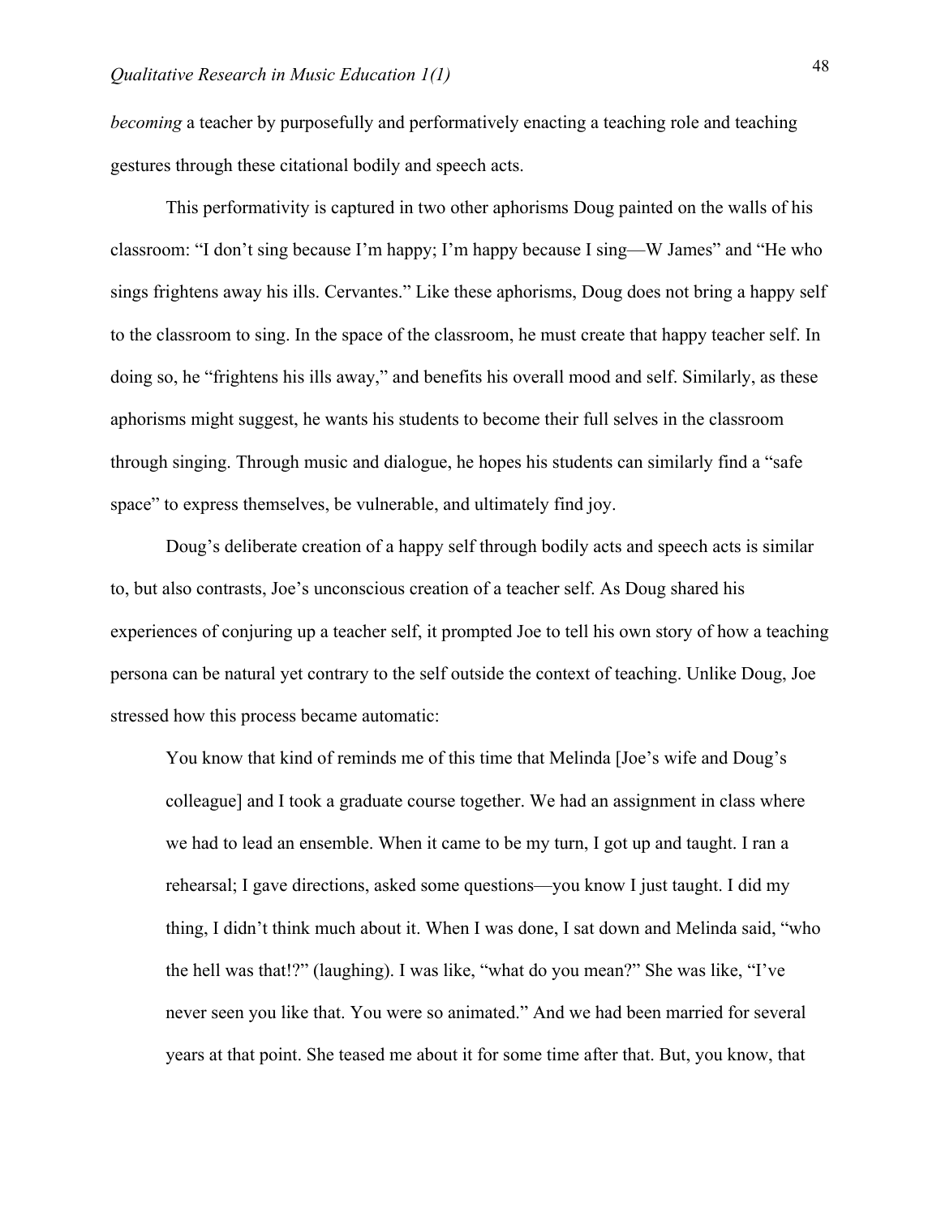*becoming* a teacher by purposefully and performatively enacting a teaching role and teaching gestures through these citational bodily and speech acts.

This performativity is captured in two other aphorisms Doug painted on the walls of his classroom: "I don't sing because I'm happy; I'm happy because I sing—W James" and "He who sings frightens away his ills. Cervantes." Like these aphorisms, Doug does not bring a happy self to the classroom to sing. In the space of the classroom, he must create that happy teacher self. In doing so, he "frightens his ills away," and benefits his overall mood and self. Similarly, as these aphorisms might suggest, he wants his students to become their full selves in the classroom through singing. Through music and dialogue, he hopes his students can similarly find a "safe space" to express themselves, be vulnerable, and ultimately find joy.

Doug's deliberate creation of a happy self through bodily acts and speech acts is similar to, but also contrasts, Joe's unconscious creation of a teacher self. As Doug shared his experiences of conjuring up a teacher self, it prompted Joe to tell his own story of how a teaching persona can be natural yet contrary to the self outside the context of teaching. Unlike Doug, Joe stressed how this process became automatic:

> You know that kind of reminds me of this time that Melinda [Joe's wife and Doug's colleague] and I took a graduate course together. We had an assignment in class where we had to lead an ensemble. When it came to be my turn, I got up and taught. I ran a rehearsal; I gave directions, asked some questions—you know I just taught. I did my thing, I didn't think much about it. When I was done, I sat down and Melinda said, "who the hell was that!?" (laughing). I was like, "what do you mean?" She was like, "I've never seen you like that. You were so animated." And we had been married for several years at that point. She teased me about it for some time after that. But, you know, that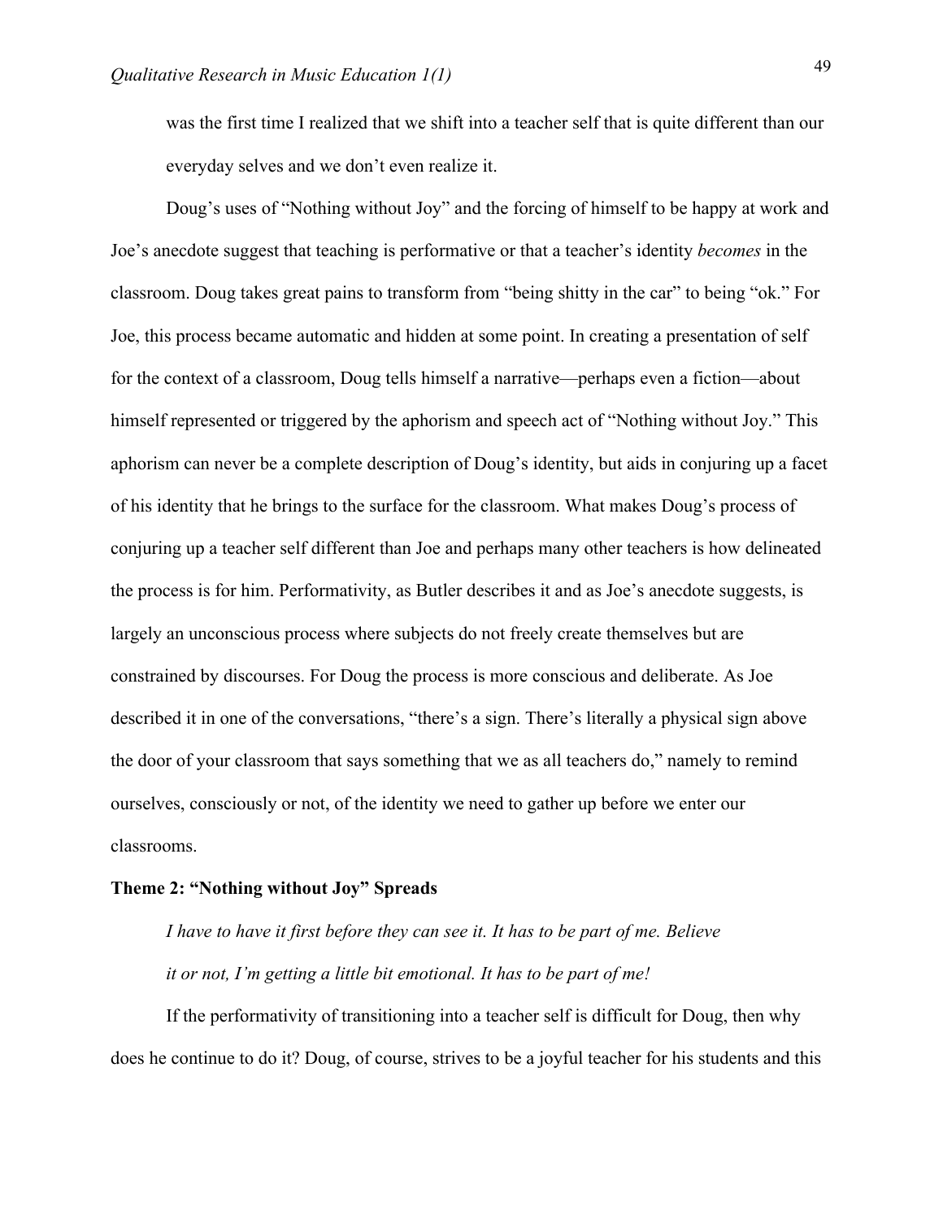was the first time I realized that we shift into a teacher self that is quite different than our everyday selves and we don't even realize it.

Doug's uses of "Nothing without Joy" and the forcing of himself to be happy at work and Joe's anecdote suggest that teaching is performative or that a teacher's identity *becomes* in the classroom. Doug takes great pains to transform from "being shitty in the car" to being "ok." For Joe, this process became automatic and hidden at some point. In creating a presentation of self for the context of a classroom, Doug tells himself a narrative—perhaps even a fiction—about himself represented or triggered by the aphorism and speech act of "Nothing without Joy." This aphorism can never be a complete description of Doug's identity, but aids in conjuring up a facet of his identity that he brings to the surface for the classroom. What makes Doug's process of conjuring up a teacher self different than Joe and perhaps many other teachers is how delineated the process is for him. Performativity, as Butler describes it and as Joe's anecdote suggests, is largely an unconscious process where subjects do not freely create themselves but are constrained by discourses. For Doug the process is more conscious and deliberate. As Joe described it in one of the conversations, "there's a sign. There's literally a physical sign above the door of your classroom that says something that we as all teachers do," namely to remind ourselves, consciously or not, of the identity we need to gather up before we enter our classrooms.

**Theme 2: "Nothing without Joy" Spreads**

> *I have to have it first before they can see it. It has to be part of me. Believe it or not, I'm getting a little bit emotional. It has to be part of me!*

If the performativity of transitioning into a teacher self is difficult for Doug, then why does he continue to do it? Doug, of course, strives to be a joyful teacher for his students and this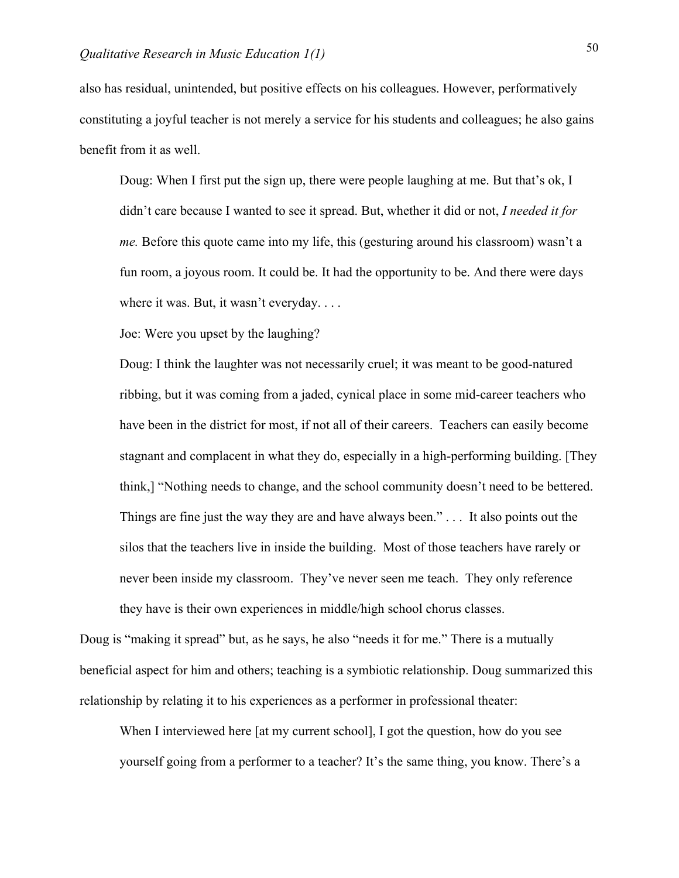also has residual, unintended, but positive effects on his colleagues. However, performatively constituting a joyful teacher is not merely a service for his students and colleagues; he also gains benefit from it as well.

> Doug: When I first put the sign up, there were people laughing at me. But that's ok, I didn't care because I wanted to see it spread. But, whether it did or not, *I needed it for me.* Before this quote came into my life, this (gesturing around his classroom) wasn't a fun room, a joyous room. It could be. It had the opportunity to be. And there were days where it was. But, it wasn't everyday. . . .
>
> Joe: Were you upset by the laughing?
>
> Doug: I think the laughter was not necessarily cruel; it was meant to be good-natured ribbing, but it was coming from a jaded, cynical place in some mid-career teachers who have been in the district for most, if not all of their careers. Teachers can easily become stagnant and complacent in what they do, especially in a high-performing building. [They think,] "Nothing needs to change, and the school community doesn't need to be bettered. Things are fine just the way they are and have always been." . . . It also points out the silos that the teachers live in inside the building. Most of those teachers have rarely or never been inside my classroom. They've never seen me teach. They only reference they have is their own experiences in middle/high school chorus classes.

Doug is "making it spread" but, as he says, he also "needs it for me." There is a mutually beneficial aspect for him and others; teaching is a symbiotic relationship. Doug summarized this relationship by relating it to his experiences as a performer in professional theater:

> When I interviewed here [at my current school], I got the question, how do you see yourself going from a performer to a teacher? It's the same thing, you know. There's a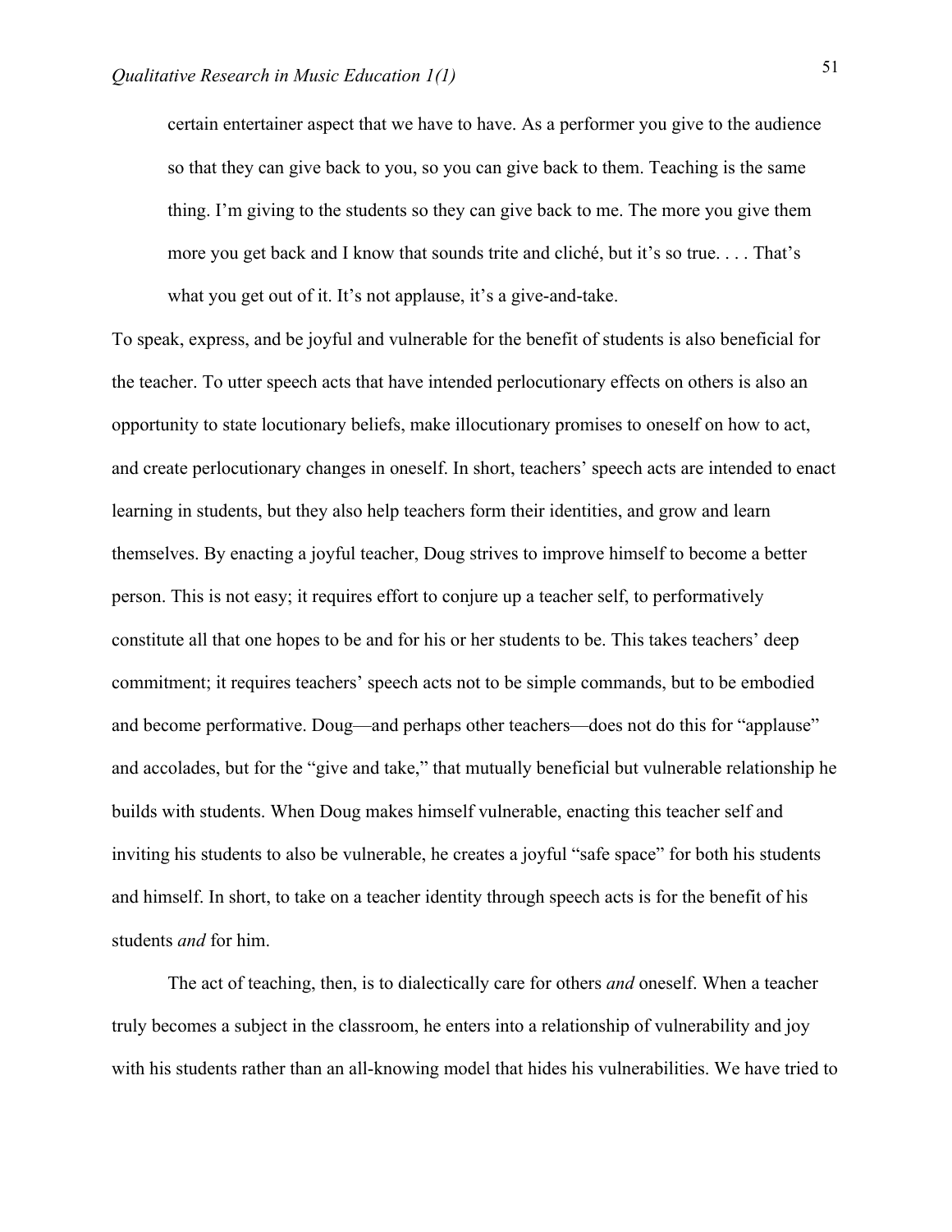> certain entertainer aspect that we have to have. As a performer you give to the audience so that they can give back to you, so you can give back to them. Teaching is the same thing. I'm giving to the students so they can give back to me. The more you give them more you get back and I know that sounds trite and cliché, but it's so true. . . . That's what you get out of it. It's not applause, it's a give-and-take.

To speak, express, and be joyful and vulnerable for the benefit of students is also beneficial for the teacher. To utter speech acts that have intended perlocutionary effects on others is also an opportunity to state locutionary beliefs, make illocutionary promises to oneself on how to act, and create perlocutionary changes in oneself. In short, teachers' speech acts are intended to enact learning in students, but they also help teachers form their identities, and grow and learn themselves. By enacting a joyful teacher, Doug strives to improve himself to become a better person. This is not easy; it requires effort to conjure up a teacher self, to performatively constitute all that one hopes to be and for his or her students to be. This takes teachers' deep commitment; it requires teachers' speech acts not to be simple commands, but to be embodied and become performative. Doug—and perhaps other teachers—does not do this for "applause" and accolades, but for the "give and take," that mutually beneficial but vulnerable relationship he builds with students. When Doug makes himself vulnerable, enacting this teacher self and inviting his students to also be vulnerable, he creates a joyful "safe space" for both his students and himself. In short, to take on a teacher identity through speech acts is for the benefit of his students *and* for him.

The act of teaching, then, is to dialectically care for others *and* oneself. When a teacher truly becomes a subject in the classroom, he enters into a relationship of vulnerability and joy with his students rather than an all-knowing model that hides his vulnerabilities. We have tried to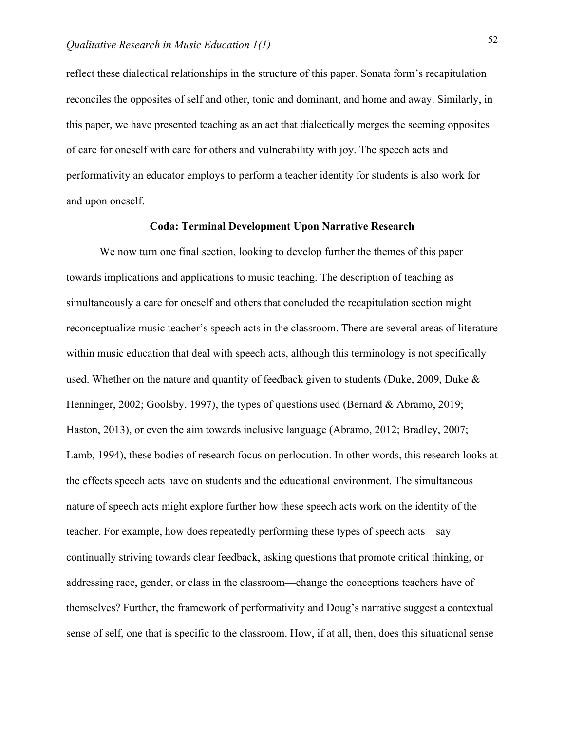reflect these dialectical relationships in the structure of this paper. Sonata form's recapitulation reconciles the opposites of self and other, tonic and dominant, and home and away. Similarly, in this paper, we have presented teaching as an act that dialectically merges the seeming opposites of care for oneself with care for others and vulnerability with joy. The speech acts and performativity an educator employs to perform a teacher identity for students is also work for and upon oneself.

## Coda: Terminal Development Upon Narrative Research

We now turn one final section, looking to develop further the themes of this paper towards implications and applications to music teaching. The description of teaching as simultaneously a care for oneself and others that concluded the recapitulation section might reconceptualize music teacher's speech acts in the classroom. There are several areas of literature within music education that deal with speech acts, although this terminology is not specifically used. Whether on the nature and quantity of feedback given to students (Duke, 2009, Duke & Henninger, 2002; Goolsby, 1997), the types of questions used (Bernard & Abramo, 2019; Haston, 2013), or even the aim towards inclusive language (Abramo, 2012; Bradley, 2007; Lamb, 1994), these bodies of research focus on perlocution. In other words, this research looks at the effects speech acts have on students and the educational environment. The simultaneous nature of speech acts might explore further how these speech acts work on the identity of the teacher. For example, how does repeatedly performing these types of speech acts—say continually striving towards clear feedback, asking questions that promote critical thinking, or addressing race, gender, or class in the classroom—change the conceptions teachers have of themselves? Further, the framework of performativity and Doug's narrative suggest a contextual sense of self, one that is specific to the classroom. How, if at all, then, does this situational sense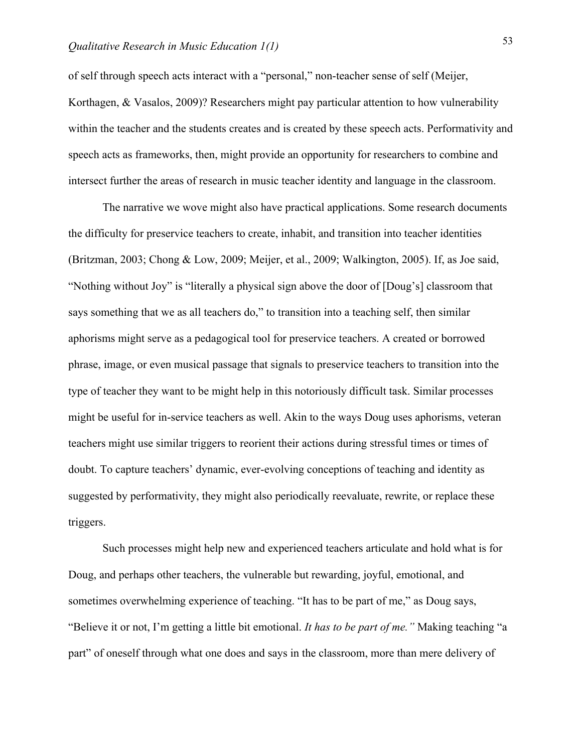of self through speech acts interact with a "personal," non-teacher sense of self (Meijer, Korthagen, & Vasalos, 2009)? Researchers might pay particular attention to how vulnerability within the teacher and the students creates and is created by these speech acts. Performativity and speech acts as frameworks, then, might provide an opportunity for researchers to combine and intersect further the areas of research in music teacher identity and language in the classroom.

The narrative we wove might also have practical applications. Some research documents the difficulty for preservice teachers to create, inhabit, and transition into teacher identities (Britzman, 2003; Chong & Low, 2009; Meijer, et al., 2009; Walkington, 2005). If, as Joe said, "Nothing without Joy" is "literally a physical sign above the door of [Doug's] classroom that says something that we as all teachers do," to transition into a teaching self, then similar aphorisms might serve as a pedagogical tool for preservice teachers. A created or borrowed phrase, image, or even musical passage that signals to preservice teachers to transition into the type of teacher they want to be might help in this notoriously difficult task. Similar processes might be useful for in-service teachers as well. Akin to the ways Doug uses aphorisms, veteran teachers might use similar triggers to reorient their actions during stressful times or times of doubt. To capture teachers' dynamic, ever-evolving conceptions of teaching and identity as suggested by performativity, they might also periodically reevaluate, rewrite, or replace these triggers.

Such processes might help new and experienced teachers articulate and hold what is for Doug, and perhaps other teachers, the vulnerable but rewarding, joyful, emotional, and sometimes overwhelming experience of teaching. "It has to be part of me," as Doug says, "Believe it or not, I'm getting a little bit emotional. *It has to be part of me."* Making teaching "a part" of oneself through what one does and says in the classroom, more than mere delivery of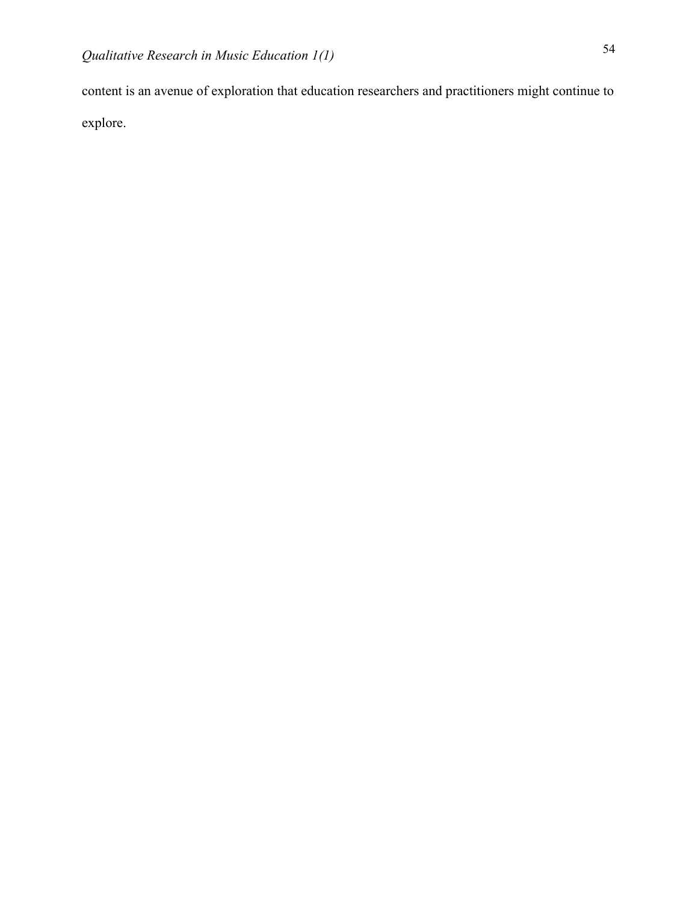content is an avenue of exploration that education researchers and practitioners might continue to explore.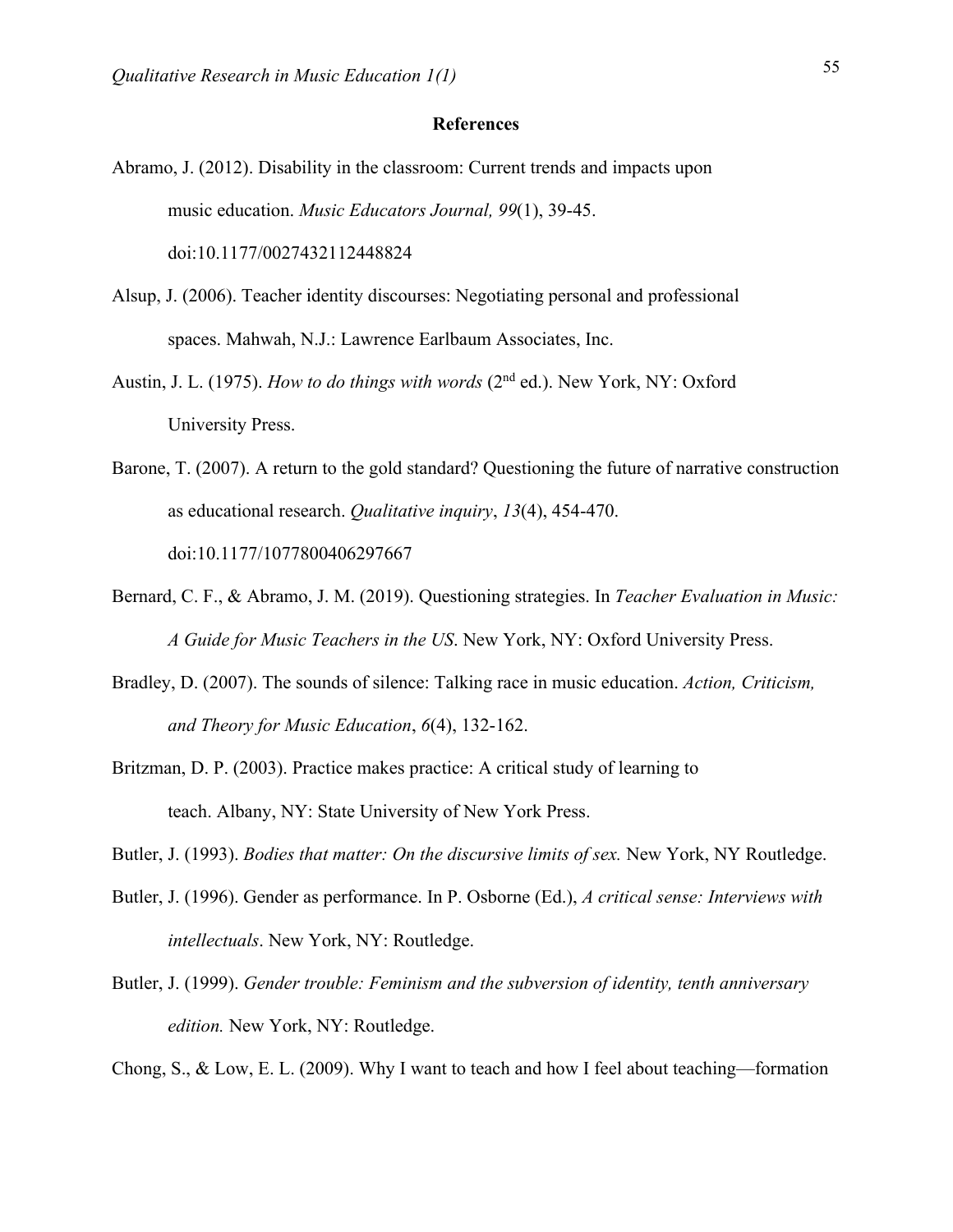## References

Abramo, J. (2012). Disability in the classroom: Current trends and impacts upon music education. *Music Educators Journal, 99*(1), 39-45. doi:10.1177/0027432112448824

Alsup, J. (2006). Teacher identity discourses: Negotiating personal and professional spaces. Mahwah, N.J.: Lawrence Earlbaum Associates, Inc.

Austin, J. L. (1975). *How to do things with words* (2nd ed.). New York, NY: Oxford University Press.

Barone, T. (2007). A return to the gold standard? Questioning the future of narrative construction as educational research. *Qualitative inquiry*, *13*(4), 454-470. doi:10.1177/1077800406297667

Bernard, C. F., & Abramo, J. M. (2019). Questioning strategies. In *Teacher Evaluation in Music: A Guide for Music Teachers in the US*. New York, NY: Oxford University Press.

Bradley, D. (2007). The sounds of silence: Talking race in music education. *Action, Criticism, and Theory for Music Education*, *6*(4), 132-162.

Britzman, D. P. (2003). Practice makes practice: A critical study of learning to teach. Albany, NY: State University of New York Press.

Butler, J. (1993). *Bodies that matter: On the discursive limits of sex.* New York, NY Routledge.

Butler, J. (1996). Gender as performance. In P. Osborne (Ed.), *A critical sense: Interviews with intellectuals*. New York, NY: Routledge.

Butler, J. (1999). *Gender trouble: Feminism and the subversion of identity, tenth anniversary edition.* New York, NY: Routledge.

Chong, S., & Low, E. L. (2009). Why I want to teach and how I feel about teaching—formation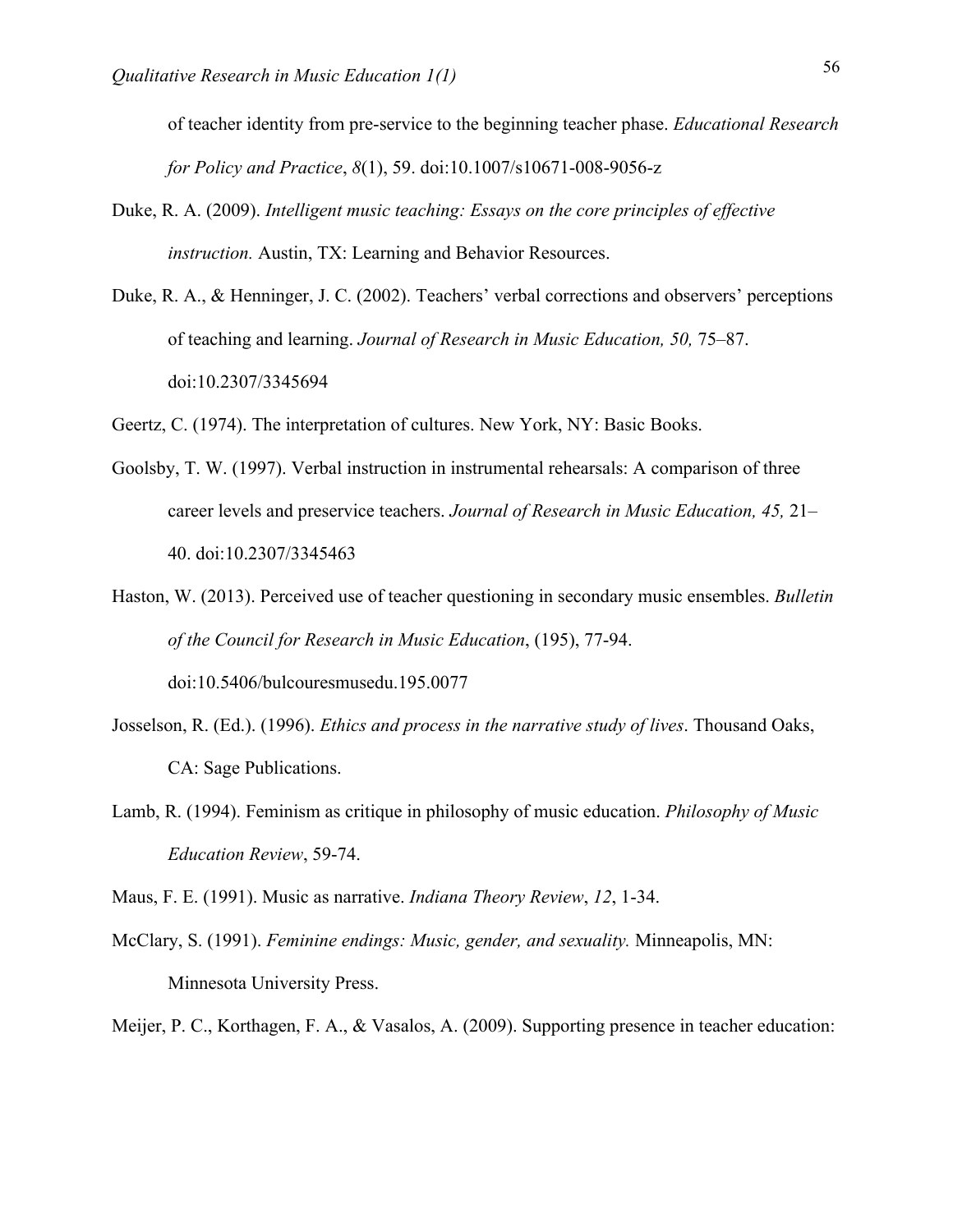of teacher identity from pre-service to the beginning teacher phase. *Educational Research for Policy and Practice*, *8*(1), 59. doi:10.1007/s10671-008-9056-z

Duke, R. A. (2009). *Intelligent music teaching: Essays on the core principles of effective instruction.* Austin, TX: Learning and Behavior Resources.

Duke, R. A., & Henninger, J. C. (2002). Teachers' verbal corrections and observers' perceptions of teaching and learning. *Journal of Research in Music Education, 50,* 75–87. doi:10.2307/3345694

Geertz, C. (1974). The interpretation of cultures. New York, NY: Basic Books.

Goolsby, T. W. (1997). Verbal instruction in instrumental rehearsals: A comparison of three career levels and preservice teachers. *Journal of Research in Music Education, 45,* 21–40. doi:10.2307/3345463

Haston, W. (2013). Perceived use of teacher questioning in secondary music ensembles. *Bulletin of the Council for Research in Music Education*, (195), 77-94. doi:10.5406/bulcouresmusedu.195.0077

Josselson, R. (Ed.). (1996). *Ethics and process in the narrative study of lives*. Thousand Oaks, CA: Sage Publications.

Lamb, R. (1994). Feminism as critique in philosophy of music education. *Philosophy of Music Education Review*, 59-74.

Maus, F. E. (1991). Music as narrative. *Indiana Theory Review*, *12*, 1-34.

McClary, S. (1991). *Feminine endings: Music, gender, and sexuality.* Minneapolis, MN: Minnesota University Press.

Meijer, P. C., Korthagen, F. A., & Vasalos, A. (2009). Supporting presence in teacher education: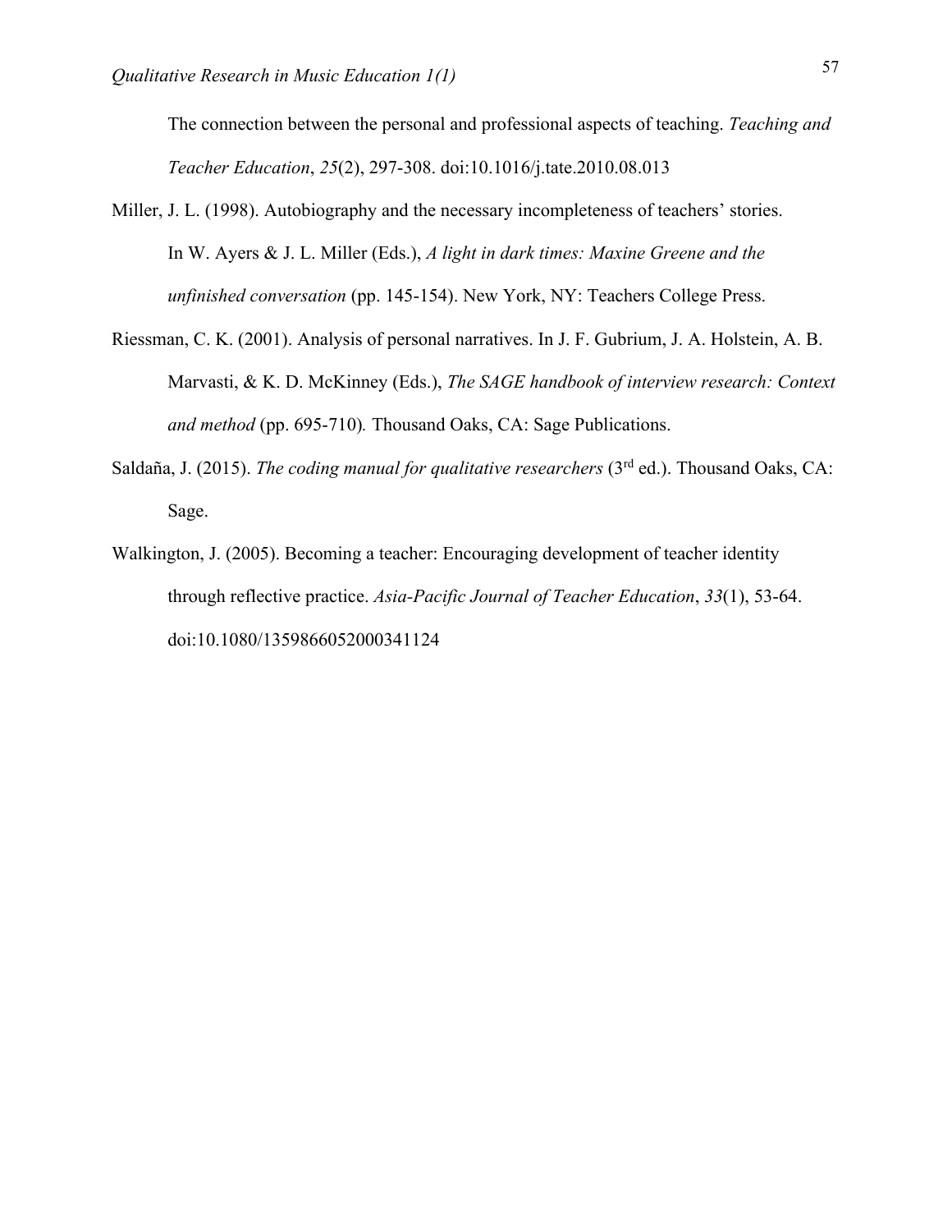The connection between the personal and professional aspects of teaching. *Teaching and Teacher Education*, *25*(2), 297-308. doi:10.1016/j.tate.2010.08.013

Miller, J. L. (1998). Autobiography and the necessary incompleteness of teachers' stories. In W. Ayers & J. L. Miller (Eds.), *A light in dark times: Maxine Greene and the unfinished conversation* (pp. 145-154). New York, NY: Teachers College Press.

Riessman, C. K. (2001). Analysis of personal narratives. In J. F. Gubrium, J. A. Holstein, A. B. Marvasti, & K. D. McKinney (Eds.), *The SAGE handbook of interview research: Context and method* (pp. 695-710). Thousand Oaks, CA: Sage Publications.

Saldaña, J. (2015). *The coding manual for qualitative researchers* (3rd ed.). Thousand Oaks, CA: Sage.

Walkington, J. (2005). Becoming a teacher: Encouraging development of teacher identity through reflective practice. *Asia-Pacific Journal of Teacher Education*, *33*(1), 53-64. doi:10.1080/1359866052000341124